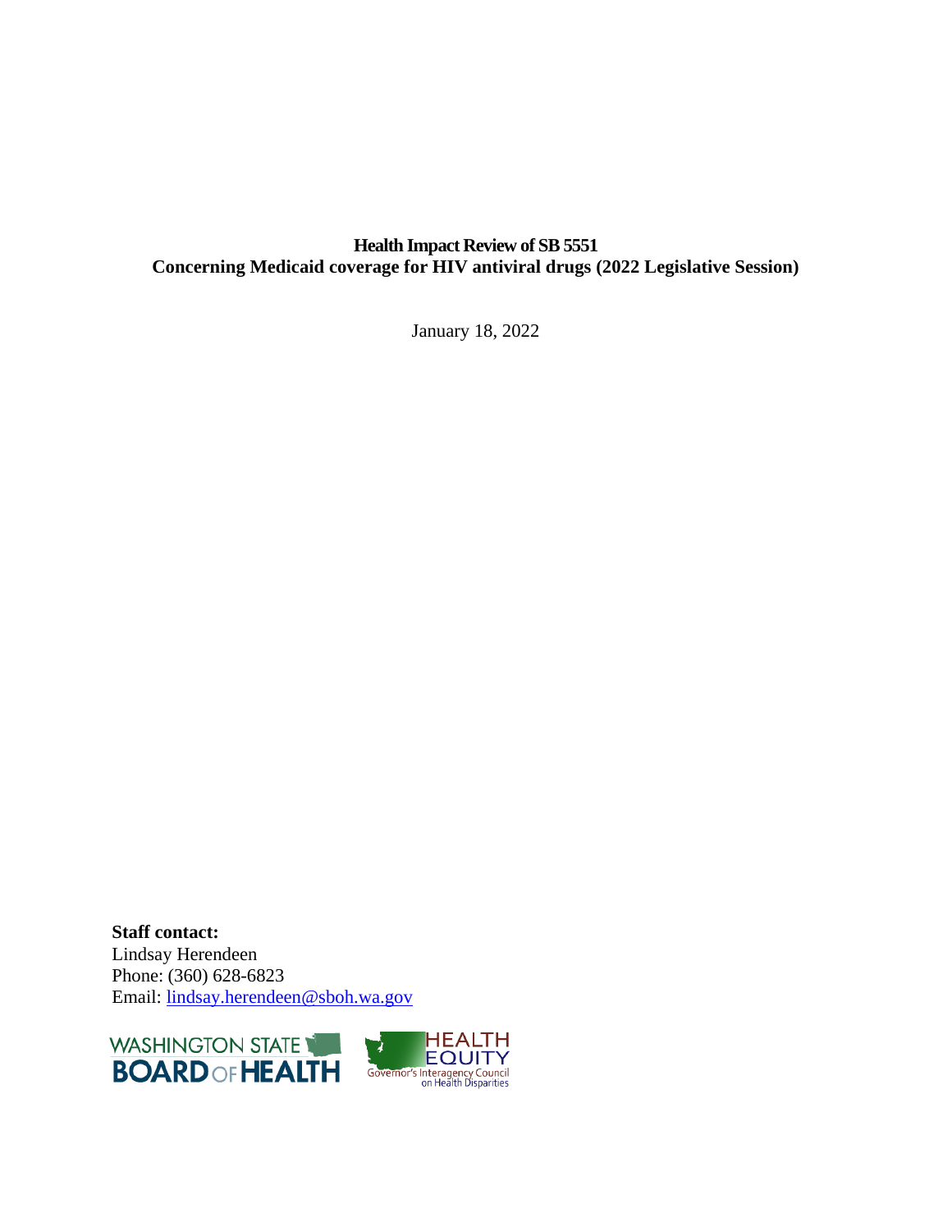**Health Impact Review of SB 5551**
**Concerning Medicaid coverage for HIV antiviral drugs (2022 Legislative Session)**

January 18, 2022

**Staff contact:**
Lindsay Herendeen
Phone: (360) 628-6823
Email: lindsay.herendeen@sboh.wa.gov

WASHINGTON STATE BOARD OF HEALTH

HEALTH EQUITY Governor's Interagency Council on Health Disparities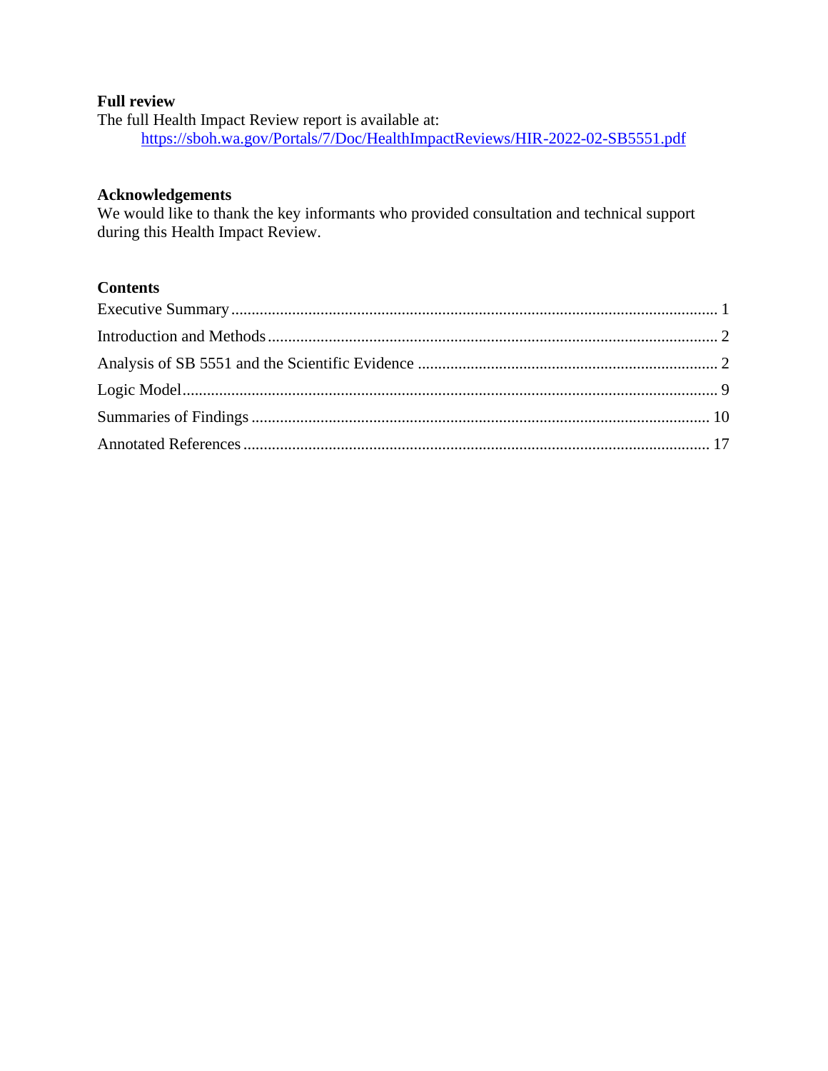**Full review**

The full Health Impact Review report is available at:

[https://sboh.wa.gov/Portals/7/Doc/HealthImpactReviews/HIR-2022-02-SB5551.pdf](https://sboh.wa.gov/Portals/7/Doc/HealthImpactReviews/HIR-2022-02-SB5551.pdf)

**Acknowledgements**

We would like to thank the key informants who provided consultation and technical support during this Health Impact Review.

**Contents**

Executive Summary ........................................................................................................ 1

Introduction and Methods ............................................................................................... 2

Analysis of SB 5551 and the Scientific Evidence ........................................................... 2

Logic Model .................................................................................................................... 9

Summaries of Findings .................................................................................................. 10

Annotated References .................................................................................................... 17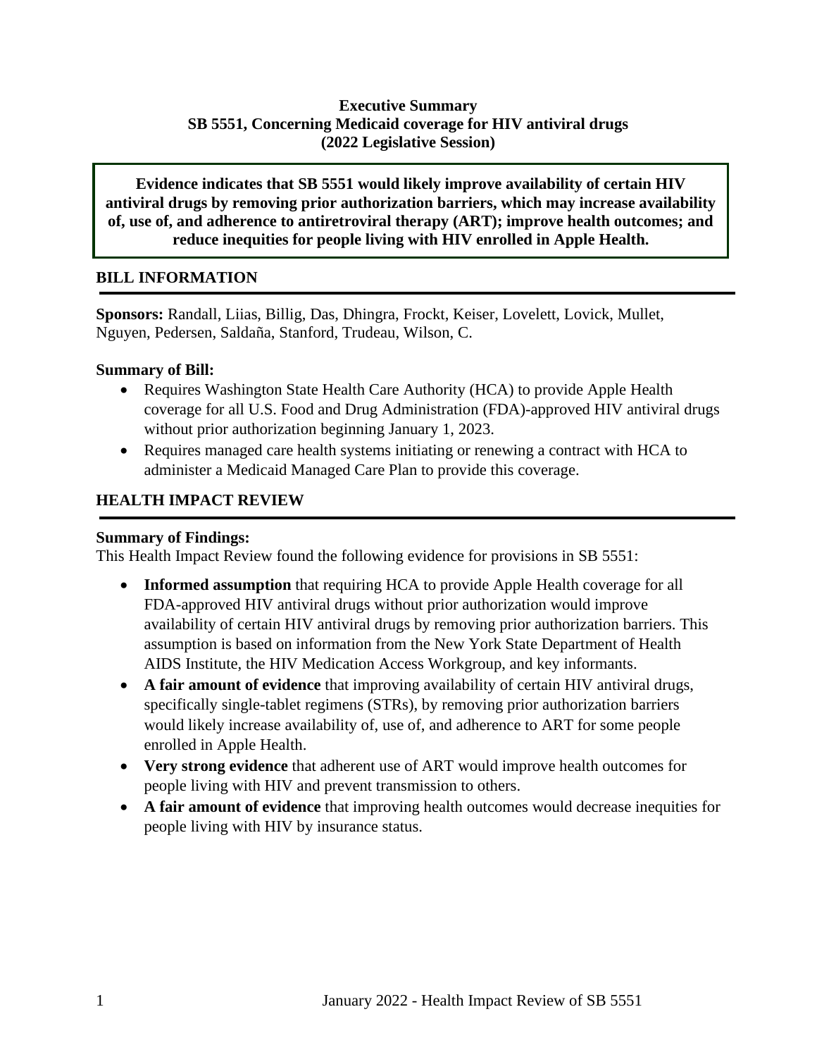**Executive Summary**
**SB 5551, Concerning Medicaid coverage for HIV antiviral drugs**
**(2022 Legislative Session)**

**Evidence indicates that SB 5551 would likely improve availability of certain HIV antiviral drugs by removing prior authorization barriers, which may increase availability of, use of, and adherence to antiretroviral therapy (ART); improve health outcomes; and reduce inequities for people living with HIV enrolled in Apple Health.**

## BILL INFORMATION

**Sponsors:** Randall, Liias, Billig, Das, Dhingra, Frockt, Keiser, Lovelett, Lovick, Mullet, Nguyen, Pedersen, Saldaña, Stanford, Trudeau, Wilson, C.

**Summary of Bill:**

- Requires Washington State Health Care Authority (HCA) to provide Apple Health coverage for all U.S. Food and Drug Administration (FDA)-approved HIV antiviral drugs without prior authorization beginning January 1, 2023.
- Requires managed care health systems initiating or renewing a contract with HCA to administer a Medicaid Managed Care Plan to provide this coverage.

## HEALTH IMPACT REVIEW

**Summary of Findings:**

This Health Impact Review found the following evidence for provisions in SB 5551:

- **Informed assumption** that requiring HCA to provide Apple Health coverage for all FDA-approved HIV antiviral drugs without prior authorization would improve availability of certain HIV antiviral drugs by removing prior authorization barriers. This assumption is based on information from the New York State Department of Health AIDS Institute, the HIV Medication Access Workgroup, and key informants.
- **A fair amount of evidence** that improving availability of certain HIV antiviral drugs, specifically single-tablet regimens (STRs), by removing prior authorization barriers would likely increase availability of, use of, and adherence to ART for some people enrolled in Apple Health.
- **Very strong evidence** that adherent use of ART would improve health outcomes for people living with HIV and prevent transmission to others.
- **A fair amount of evidence** that improving health outcomes would decrease inequities for people living with HIV by insurance status.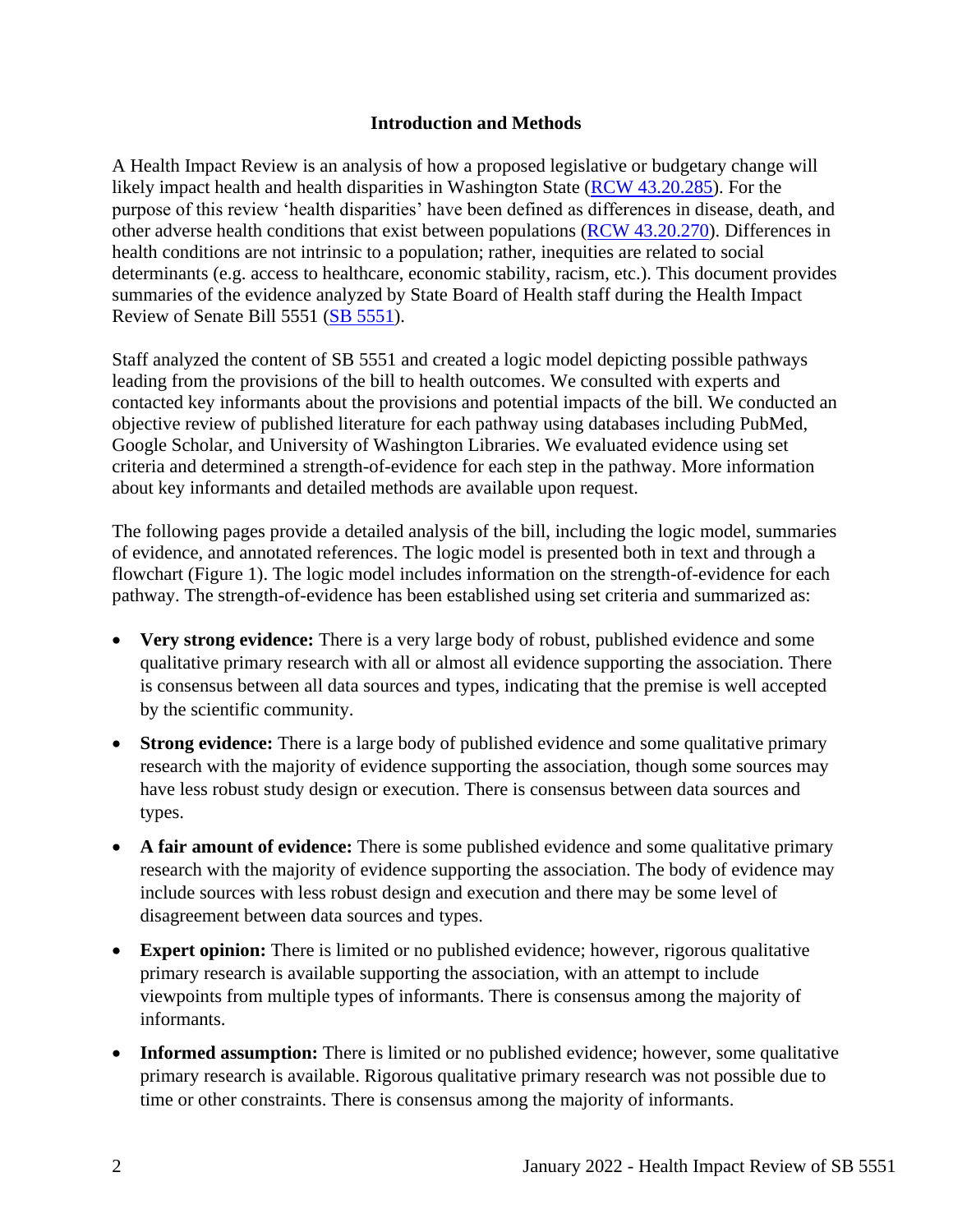## Introduction and Methods

A Health Impact Review is an analysis of how a proposed legislative or budgetary change will likely impact health and health disparities in Washington State (RCW 43.20.285). For the purpose of this review 'health disparities' have been defined as differences in disease, death, and other adverse health conditions that exist between populations (RCW 43.20.270). Differences in health conditions are not intrinsic to a population; rather, inequities are related to social determinants (e.g. access to healthcare, economic stability, racism, etc.). This document provides summaries of the evidence analyzed by State Board of Health staff during the Health Impact Review of Senate Bill 5551 (SB 5551).

Staff analyzed the content of SB 5551 and created a logic model depicting possible pathways leading from the provisions of the bill to health outcomes. We consulted with experts and contacted key informants about the provisions and potential impacts of the bill. We conducted an objective review of published literature for each pathway using databases including PubMed, Google Scholar, and University of Washington Libraries. We evaluated evidence using set criteria and determined a strength-of-evidence for each step in the pathway. More information about key informants and detailed methods are available upon request.

The following pages provide a detailed analysis of the bill, including the logic model, summaries of evidence, and annotated references. The logic model is presented both in text and through a flowchart (Figure 1). The logic model includes information on the strength-of-evidence for each pathway. The strength-of-evidence has been established using set criteria and summarized as:

- **Very strong evidence:** There is a very large body of robust, published evidence and some qualitative primary research with all or almost all evidence supporting the association. There is consensus between all data sources and types, indicating that the premise is well accepted by the scientific community.
- **Strong evidence:** There is a large body of published evidence and some qualitative primary research with the majority of evidence supporting the association, though some sources may have less robust study design or execution. There is consensus between data sources and types.
- **A fair amount of evidence:** There is some published evidence and some qualitative primary research with the majority of evidence supporting the association. The body of evidence may include sources with less robust design and execution and there may be some level of disagreement between data sources and types.
- **Expert opinion:** There is limited or no published evidence; however, rigorous qualitative primary research is available supporting the association, with an attempt to include viewpoints from multiple types of informants. There is consensus among the majority of informants.
- **Informed assumption:** There is limited or no published evidence; however, some qualitative primary research is available. Rigorous qualitative primary research was not possible due to time or other constraints. There is consensus among the majority of informants.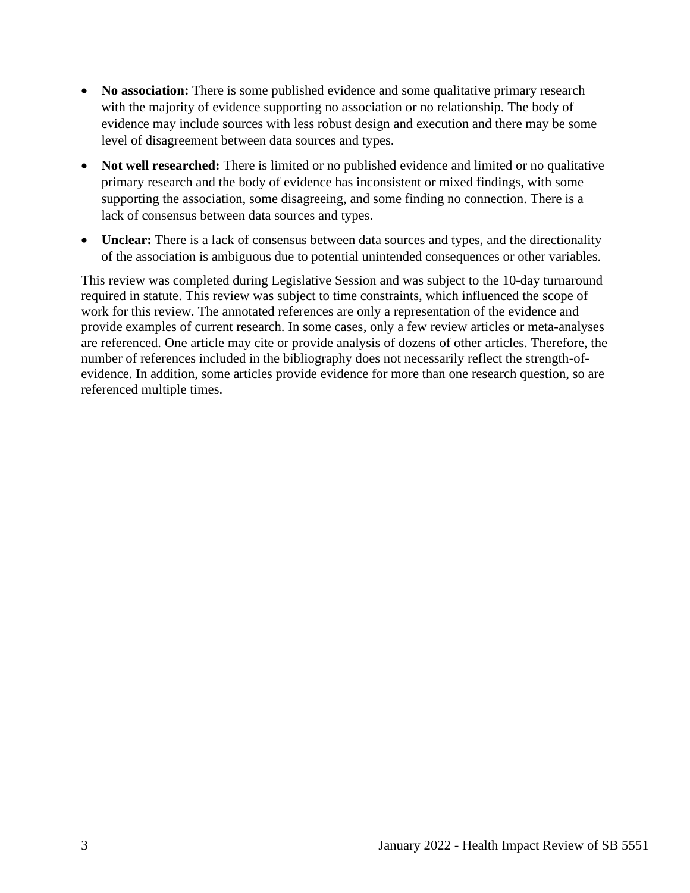- **No association:** There is some published evidence and some qualitative primary research with the majority of evidence supporting no association or no relationship. The body of evidence may include sources with less robust design and execution and there may be some level of disagreement between data sources and types.
- **Not well researched:** There is limited or no published evidence and limited or no qualitative primary research and the body of evidence has inconsistent or mixed findings, with some supporting the association, some disagreeing, and some finding no connection. There is a lack of consensus between data sources and types.
- **Unclear:** There is a lack of consensus between data sources and types, and the directionality of the association is ambiguous due to potential unintended consequences or other variables.

This review was completed during Legislative Session and was subject to the 10-day turnaround required in statute. This review was subject to time constraints, which influenced the scope of work for this review. The annotated references are only a representation of the evidence and provide examples of current research. In some cases, only a few review articles or meta-analyses are referenced. One article may cite or provide analysis of dozens of other articles. Therefore, the number of references included in the bibliography does not necessarily reflect the strength-of-evidence. In addition, some articles provide evidence for more than one research question, so are referenced multiple times.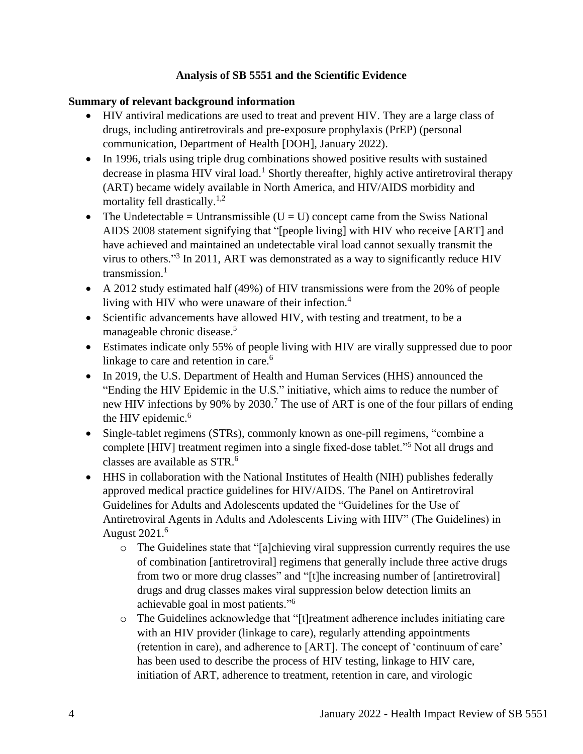**Analysis of SB 5551 and the Scientific Evidence**

**Summary of relevant background information**

- HIV antiviral medications are used to treat and prevent HIV. They are a large class of drugs, including antiretrovirals and pre-exposure prophylaxis (PrEP) (personal communication, Department of Health [DOH], January 2022).
- In 1996, trials using triple drug combinations showed positive results with sustained decrease in plasma HIV viral load.[1] Shortly thereafter, highly active antiretroviral therapy (ART) became widely available in North America, and HIV/AIDS morbidity and mortality fell drastically.[1,2]
- The Undetectable = Untransmissible (U = U) concept came from the Swiss National AIDS 2008 statement signifying that "[people living] with HIV who receive [ART] and have achieved and maintained an undetectable viral load cannot sexually transmit the virus to others."[3] In 2011, ART was demonstrated as a way to significantly reduce HIV transmission.[1]
- A 2012 study estimated half (49%) of HIV transmissions were from the 20% of people living with HIV who were unaware of their infection.[4]
- Scientific advancements have allowed HIV, with testing and treatment, to be a manageable chronic disease.[5]
- Estimates indicate only 55% of people living with HIV are virally suppressed due to poor linkage to care and retention in care.[6]
- In 2019, the U.S. Department of Health and Human Services (HHS) announced the "Ending the HIV Epidemic in the U.S." initiative, which aims to reduce the number of new HIV infections by 90% by 2030.[7] The use of ART is one of the four pillars of ending the HIV epidemic.[6]
- Single-tablet regimens (STRs), commonly known as one-pill regimens, "combine a complete [HIV] treatment regimen into a single fixed-dose tablet."[5] Not all drugs and classes are available as STR.[6]
- HHS in collaboration with the National Institutes of Health (NIH) publishes federally approved medical practice guidelines for HIV/AIDS. The Panel on Antiretroviral Guidelines for Adults and Adolescents updated the "Guidelines for the Use of Antiretroviral Agents in Adults and Adolescents Living with HIV" (The Guidelines) in August 2021.[6]
    - The Guidelines state that "[a]chieving viral suppression currently requires the use of combination [antiretroviral] regimens that generally include three active drugs from two or more drug classes" and "[t]he increasing number of [antiretroviral] drugs and drug classes makes viral suppression below detection limits an achievable goal in most patients."[6]
    - The Guidelines acknowledge that "[t]reatment adherence includes initiating care with an HIV provider (linkage to care), regularly attending appointments (retention in care), and adherence to [ART]. The concept of 'continuum of care' has been used to describe the process of HIV testing, linkage to HIV care, initiation of ART, adherence to treatment, retention in care, and virologic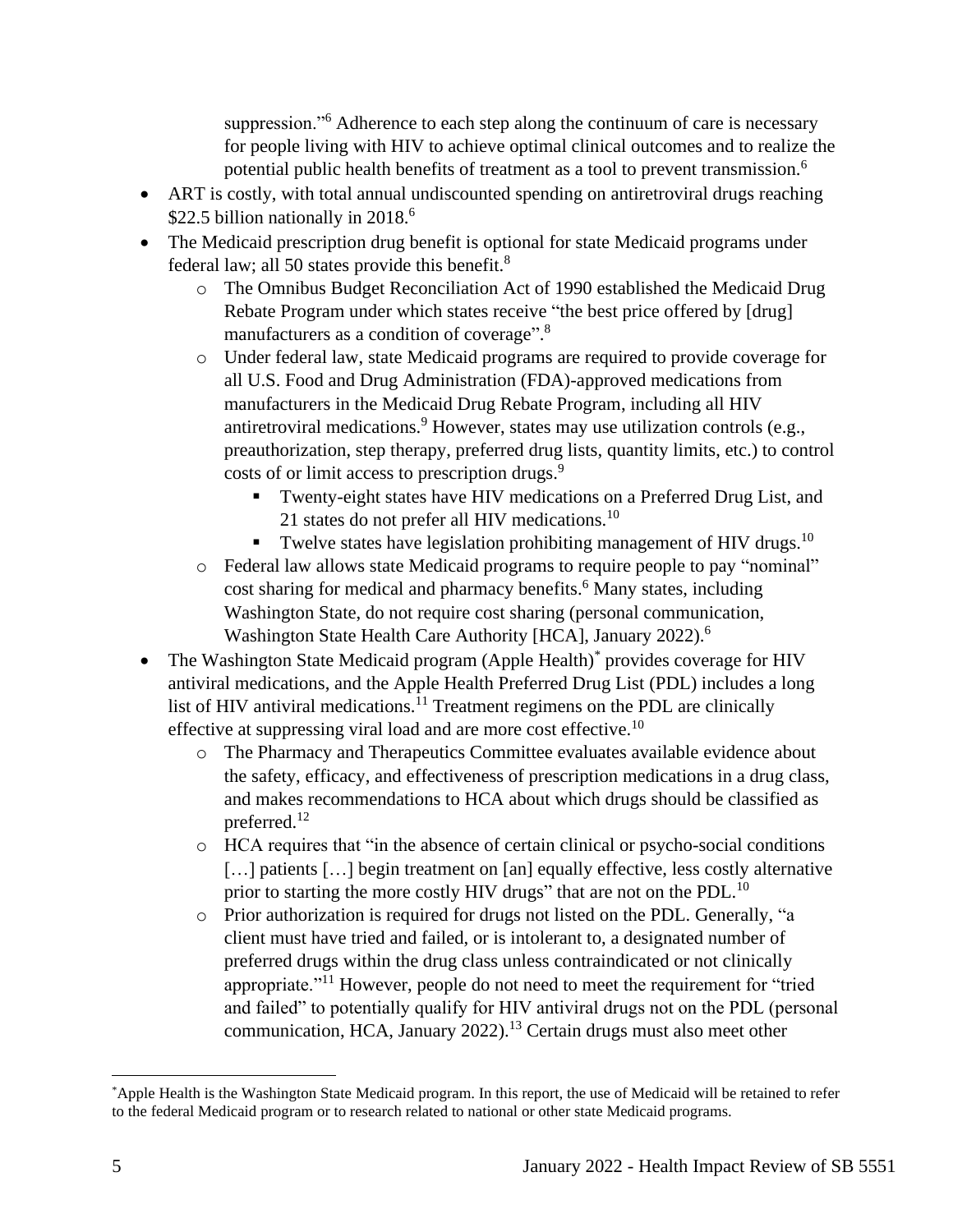suppression."[6] Adherence to each step along the continuum of care is necessary for people living with HIV to achieve optimal clinical outcomes and to realize the potential public health benefits of treatment as a tool to prevent transmission.[6]

- ART is costly, with total annual undiscounted spending on antiretroviral drugs reaching $22.5 billion nationally in 2018.[6]
- The Medicaid prescription drug benefit is optional for state Medicaid programs under federal law; all 50 states provide this benefit.[8]
    - The Omnibus Budget Reconciliation Act of 1990 established the Medicaid Drug Rebate Program under which states receive "the best price offered by [drug] manufacturers as a condition of coverage".[8]
    - Under federal law, state Medicaid programs are required to provide coverage for all U.S. Food and Drug Administration (FDA)-approved medications from manufacturers in the Medicaid Drug Rebate Program, including all HIV antiretroviral medications.[9] However, states may use utilization controls (e.g., preauthorization, step therapy, preferred drug lists, quantity limits, etc.) to control costs of or limit access to prescription drugs.[9]
        - Twenty-eight states have HIV medications on a Preferred Drug List, and 21 states do not prefer all HIV medications.[10]
        - Twelve states have legislation prohibiting management of HIV drugs.[10]
    - Federal law allows state Medicaid programs to require people to pay "nominal" cost sharing for medical and pharmacy benefits.[6] Many states, including Washington State, do not require cost sharing (personal communication, Washington State Health Care Authority [HCA], January 2022).[6]
- The Washington State Medicaid program (Apple Health)[*] provides coverage for HIV antiviral medications, and the Apple Health Preferred Drug List (PDL) includes a long list of HIV antiviral medications.[11] Treatment regimens on the PDL are clinically effective at suppressing viral load and are more cost effective.[10]
    - The Pharmacy and Therapeutics Committee evaluates available evidence about the safety, efficacy, and effectiveness of prescription medications in a drug class, and makes recommendations to HCA about which drugs should be classified as preferred.[12]
    - HCA requires that "in the absence of certain clinical or psycho-social conditions […] patients […] begin treatment on [an] equally effective, less costly alternative prior to starting the more costly HIV drugs" that are not on the PDL.[10]
    - Prior authorization is required for drugs not listed on the PDL. Generally, "a client must have tried and failed, or is intolerant to, a designated number of preferred drugs within the drug class unless contraindicated or not clinically appropriate."[11] However, people do not need to meet the requirement for "tried and failed" to potentially qualify for HIV antiviral drugs not on the PDL (personal communication, HCA, January 2022).[13] Certain drugs must also meet other

---

[*] Apple Health is the Washington State Medicaid program. In this report, the use of Medicaid will be retained to refer to the federal Medicaid program or to research related to national or other state Medicaid programs.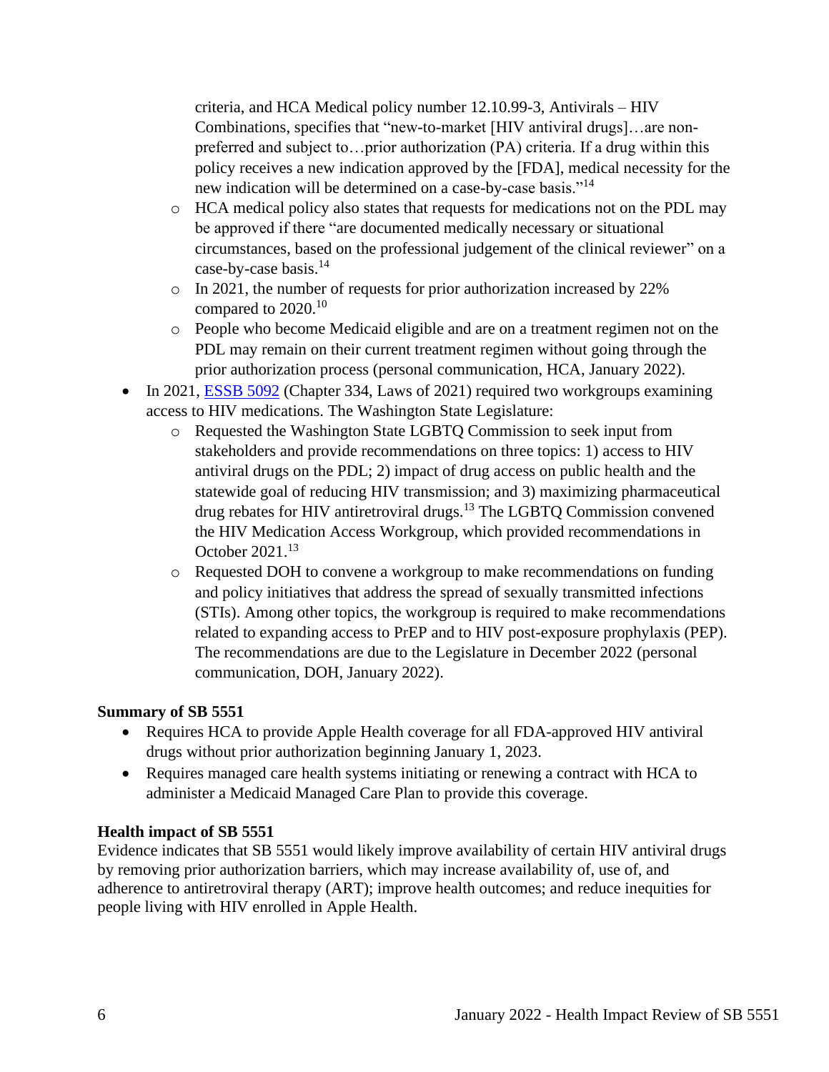criteria, and HCA Medical policy number 12.10.99-3, Antivirals – HIV Combinations, specifies that "new-to-market [HIV antiviral drugs]…are non-preferred and subject to…prior authorization (PA) criteria. If a drug within this policy receives a new indication approved by the [FDA], medical necessity for the new indication will be determined on a case-by-case basis."[14]

  - HCA medical policy also states that requests for medications not on the PDL may be approved if there "are documented medically necessary or situational circumstances, based on the professional judgement of the clinical reviewer" on a case-by-case basis.[14]
  - In 2021, the number of requests for prior authorization increased by 22% compared to 2020.[10]
  - People who become Medicaid eligible and are on a treatment regimen not on the PDL may remain on their current treatment regimen without going through the prior authorization process (personal communication, HCA, January 2022).
- In 2021, ESSB 5092 (Chapter 334, Laws of 2021) required two workgroups examining access to HIV medications. The Washington State Legislature:
  - Requested the Washington State LGBTQ Commission to seek input from stakeholders and provide recommendations on three topics: 1) access to HIV antiviral drugs on the PDL; 2) impact of drug access on public health and the statewide goal of reducing HIV transmission; and 3) maximizing pharmaceutical drug rebates for HIV antiretroviral drugs.[13] The LGBTQ Commission convened the HIV Medication Access Workgroup, which provided recommendations in October 2021.[13]
  - Requested DOH to convene a workgroup to make recommendations on funding and policy initiatives that address the spread of sexually transmitted infections (STIs). Among other topics, the workgroup is required to make recommendations related to expanding access to PrEP and to HIV post-exposure prophylaxis (PEP). The recommendations are due to the Legislature in December 2022 (personal communication, DOH, January 2022).

**Summary of SB 5551**

- Requires HCA to provide Apple Health coverage for all FDA-approved HIV antiviral drugs without prior authorization beginning January 1, 2023.
- Requires managed care health systems initiating or renewing a contract with HCA to administer a Medicaid Managed Care Plan to provide this coverage.

**Health impact of SB 5551**

Evidence indicates that SB 5551 would likely improve availability of certain HIV antiviral drugs by removing prior authorization barriers, which may increase availability of, use of, and adherence to antiretroviral therapy (ART); improve health outcomes; and reduce inequities for people living with HIV enrolled in Apple Health.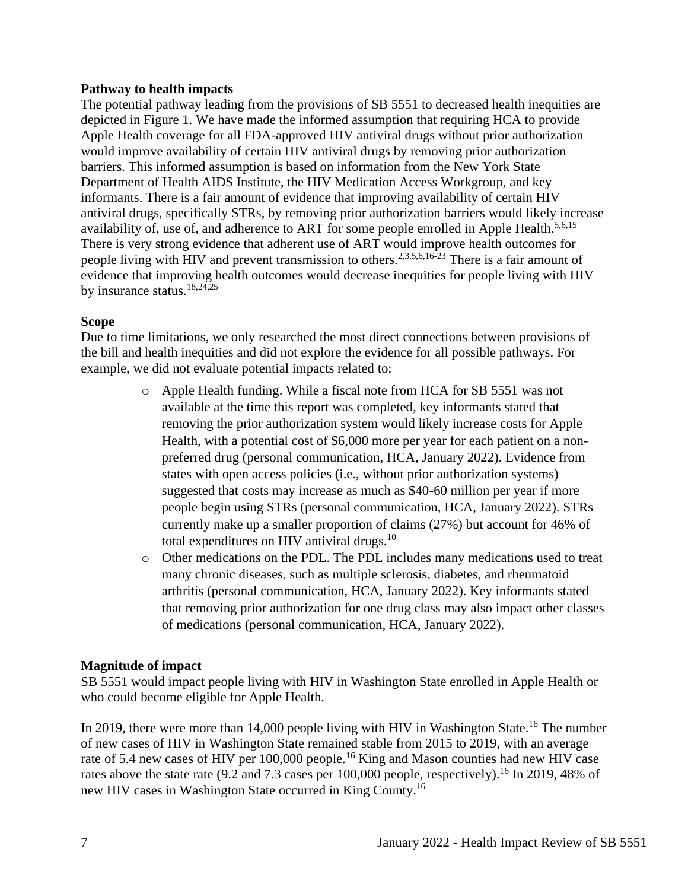**Pathway to health impacts**

The potential pathway leading from the provisions of SB 5551 to decreased health inequities are depicted in Figure 1. We have made the informed assumption that requiring HCA to provide Apple Health coverage for all FDA-approved HIV antiviral drugs without prior authorization would improve availability of certain HIV antiviral drugs by removing prior authorization barriers. This informed assumption is based on information from the New York State Department of Health AIDS Institute, the HIV Medication Access Workgroup, and key informants. There is a fair amount of evidence that improving availability of certain HIV antiviral drugs, specifically STRs, by removing prior authorization barriers would likely increase availability of, use of, and adherence to ART for some people enrolled in Apple Health.[5,6,15] There is very strong evidence that adherent use of ART would improve health outcomes for people living with HIV and prevent transmission to others.[2,3,5,6,16-23] There is a fair amount of evidence that improving health outcomes would decrease inequities for people living with HIV by insurance status.[18,24,25]

**Scope**

Due to time limitations, we only researched the most direct connections between provisions of the bill and health inequities and did not explore the evidence for all possible pathways. For example, we did not evaluate potential impacts related to:

- Apple Health funding. While a fiscal note from HCA for SB 5551 was not available at the time this report was completed, key informants stated that removing the prior authorization system would likely increase costs for Apple Health, with a potential cost of $6,000 more per year for each patient on a non-preferred drug (personal communication, HCA, January 2022). Evidence from states with open access policies (i.e., without prior authorization systems) suggested that costs may increase as much as $40-60 million per year if more people begin using STRs (personal communication, HCA, January 2022). STRs currently make up a smaller proportion of claims (27%) but account for 46% of total expenditures on HIV antiviral drugs.[10]
- Other medications on the PDL. The PDL includes many medications used to treat many chronic diseases, such as multiple sclerosis, diabetes, and rheumatoid arthritis (personal communication, HCA, January 2022). Key informants stated that removing prior authorization for one drug class may also impact other classes of medications (personal communication, HCA, January 2022).

**Magnitude of impact**

SB 5551 would impact people living with HIV in Washington State enrolled in Apple Health or who could become eligible for Apple Health.

In 2019, there were more than 14,000 people living with HIV in Washington State.[16] The number of new cases of HIV in Washington State remained stable from 2015 to 2019, with an average rate of 5.4 new cases of HIV per 100,000 people.[16] King and Mason counties had new HIV case rates above the state rate (9.2 and 7.3 cases per 100,000 people, respectively).[16] In 2019, 48% of new HIV cases in Washington State occurred in King County.[16]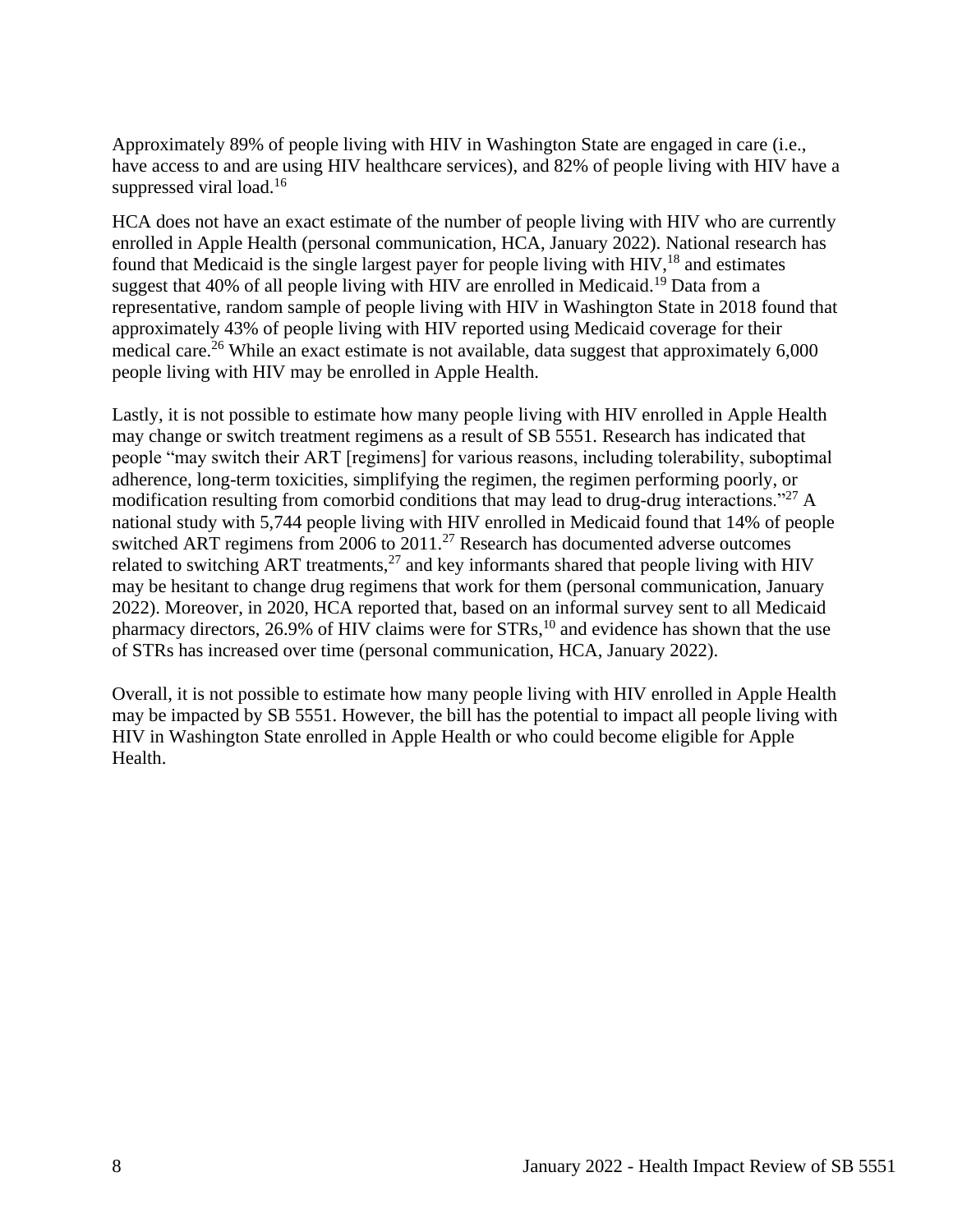Approximately 89% of people living with HIV in Washington State are engaged in care (i.e., have access to and are using HIV healthcare services), and 82% of people living with HIV have a suppressed viral load.[16]

HCA does not have an exact estimate of the number of people living with HIV who are currently enrolled in Apple Health (personal communication, HCA, January 2022). National research has found that Medicaid is the single largest payer for people living with HIV,[18] and estimates suggest that 40% of all people living with HIV are enrolled in Medicaid.[19] Data from a representative, random sample of people living with HIV in Washington State in 2018 found that approximately 43% of people living with HIV reported using Medicaid coverage for their medical care.[26] While an exact estimate is not available, data suggest that approximately 6,000 people living with HIV may be enrolled in Apple Health.

Lastly, it is not possible to estimate how many people living with HIV enrolled in Apple Health may change or switch treatment regimens as a result of SB 5551. Research has indicated that people "may switch their ART [regimens] for various reasons, including tolerability, suboptimal adherence, long-term toxicities, simplifying the regimen, the regimen performing poorly, or modification resulting from comorbid conditions that may lead to drug-drug interactions."[27] A national study with 5,744 people living with HIV enrolled in Medicaid found that 14% of people switched ART regimens from 2006 to 2011.[27] Research has documented adverse outcomes related to switching ART treatments,[27] and key informants shared that people living with HIV may be hesitant to change drug regimens that work for them (personal communication, January 2022). Moreover, in 2020, HCA reported that, based on an informal survey sent to all Medicaid pharmacy directors, 26.9% of HIV claims were for STRs,[10] and evidence has shown that the use of STRs has increased over time (personal communication, HCA, January 2022).

Overall, it is not possible to estimate how many people living with HIV enrolled in Apple Health may be impacted by SB 5551. However, the bill has the potential to impact all people living with HIV in Washington State enrolled in Apple Health or who could become eligible for Apple Health.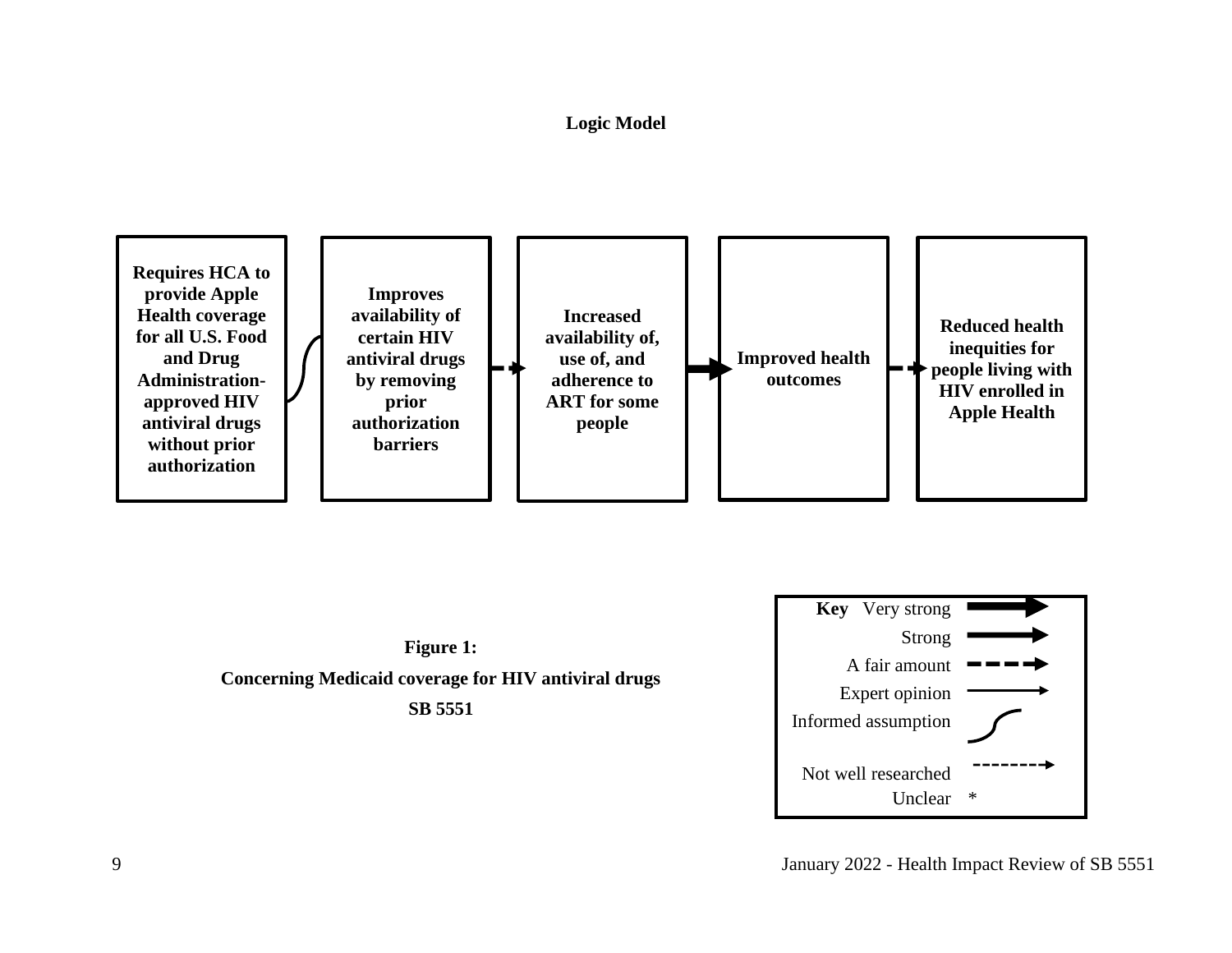## Logic Model

**Requires HCA to provide Apple Health coverage for all U.S. Food and Drug Administration-approved HIV antiviral drugs without prior authorization**

**Improves availability of certain HIV antiviral drugs by removing prior authorization barriers**

**Increased availability of, use of, and adherence to ART for some people**

**Improved health outcomes**

**Reduced health inequities for people living with HIV enrolled in Apple Health**

**Figure 1:**

**Concerning Medicaid coverage for HIV antiviral drugs**

**SB 5551**

**Key**

- Very strong
- Strong
- A fair amount
- Expert opinion
- Informed assumption
- Not well researched
- Unclear *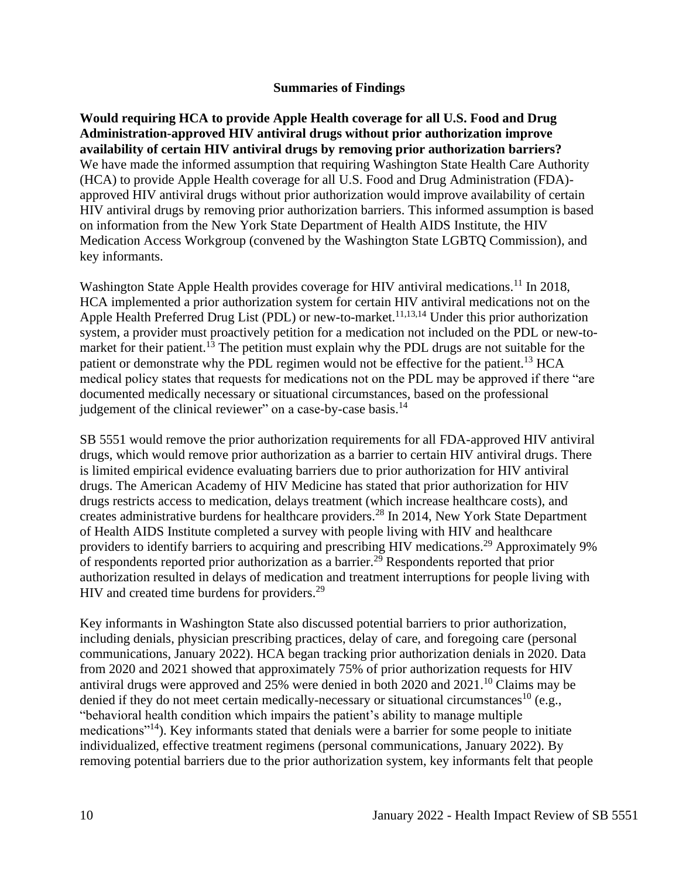## Summaries of Findings

**Would requiring HCA to provide Apple Health coverage for all U.S. Food and Drug Administration-approved HIV antiviral drugs without prior authorization improve availability of certain HIV antiviral drugs by removing prior authorization barriers?**

We have made the informed assumption that requiring Washington State Health Care Authority (HCA) to provide Apple Health coverage for all U.S. Food and Drug Administration (FDA)-approved HIV antiviral drugs without prior authorization would improve availability of certain HIV antiviral drugs by removing prior authorization barriers. This informed assumption is based on information from the New York State Department of Health AIDS Institute, the HIV Medication Access Workgroup (convened by the Washington State LGBTQ Commission), and key informants.

Washington State Apple Health provides coverage for HIV antiviral medications.[11] In 2018, HCA implemented a prior authorization system for certain HIV antiviral medications not on the Apple Health Preferred Drug List (PDL) or new-to-market.[11,13,14] Under this prior authorization system, a provider must proactively petition for a medication not included on the PDL or new-to-market for their patient.[13] The petition must explain why the PDL drugs are not suitable for the patient or demonstrate why the PDL regimen would not be effective for the patient.[13] HCA medical policy states that requests for medications not on the PDL may be approved if there "are documented medically necessary or situational circumstances, based on the professional judgement of the clinical reviewer" on a case-by-case basis.[14]

SB 5551 would remove the prior authorization requirements for all FDA-approved HIV antiviral drugs, which would remove prior authorization as a barrier to certain HIV antiviral drugs. There is limited empirical evidence evaluating barriers due to prior authorization for HIV antiviral drugs. The American Academy of HIV Medicine has stated that prior authorization for HIV drugs restricts access to medication, delays treatment (which increase healthcare costs), and creates administrative burdens for healthcare providers.[28] In 2014, New York State Department of Health AIDS Institute completed a survey with people living with HIV and healthcare providers to identify barriers to acquiring and prescribing HIV medications.[29] Approximately 9% of respondents reported prior authorization as a barrier.[29] Respondents reported that prior authorization resulted in delays of medication and treatment interruptions for people living with HIV and created time burdens for providers.[29]

Key informants in Washington State also discussed potential barriers to prior authorization, including denials, physician prescribing practices, delay of care, and foregoing care (personal communications, January 2022). HCA began tracking prior authorization denials in 2020. Data from 2020 and 2021 showed that approximately 75% of prior authorization requests for HIV antiviral drugs were approved and 25% were denied in both 2020 and 2021.[10] Claims may be denied if they do not meet certain medically-necessary or situational circumstances[10] (e.g., "behavioral health condition which impairs the patient's ability to manage multiple medications"[14]). Key informants stated that denials were a barrier for some people to initiate individualized, effective treatment regimens (personal communications, January 2022). By removing potential barriers due to the prior authorization system, key informants felt that people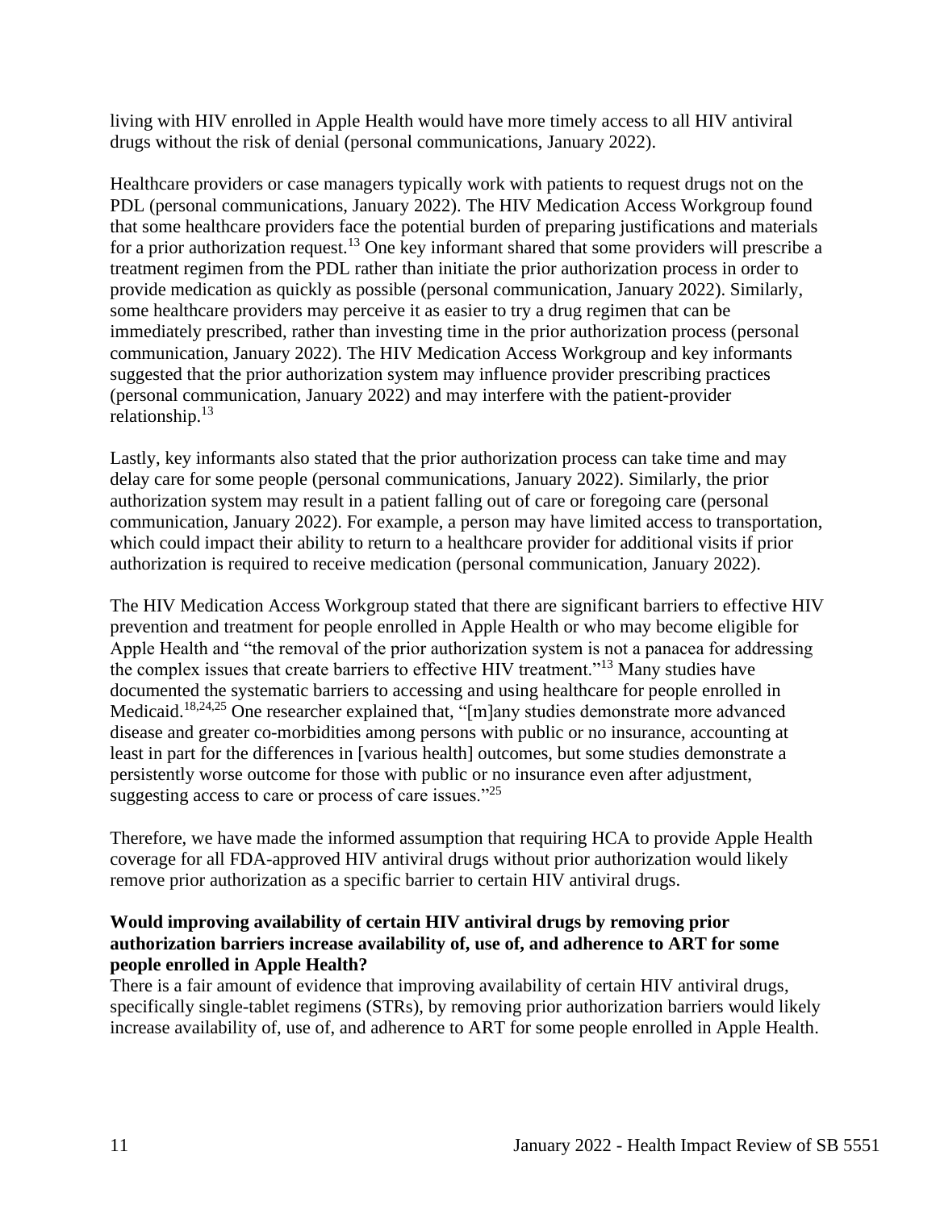living with HIV enrolled in Apple Health would have more timely access to all HIV antiviral drugs without the risk of denial (personal communications, January 2022).

Healthcare providers or case managers typically work with patients to request drugs not on the PDL (personal communications, January 2022). The HIV Medication Access Workgroup found that some healthcare providers face the potential burden of preparing justifications and materials for a prior authorization request.[13] One key informant shared that some providers will prescribe a treatment regimen from the PDL rather than initiate the prior authorization process in order to provide medication as quickly as possible (personal communication, January 2022). Similarly, some healthcare providers may perceive it as easier to try a drug regimen that can be immediately prescribed, rather than investing time in the prior authorization process (personal communication, January 2022). The HIV Medication Access Workgroup and key informants suggested that the prior authorization system may influence provider prescribing practices (personal communication, January 2022) and may interfere with the patient-provider relationship.[13]

Lastly, key informants also stated that the prior authorization process can take time and may delay care for some people (personal communications, January 2022). Similarly, the prior authorization system may result in a patient falling out of care or foregoing care (personal communication, January 2022). For example, a person may have limited access to transportation, which could impact their ability to return to a healthcare provider for additional visits if prior authorization is required to receive medication (personal communication, January 2022).

The HIV Medication Access Workgroup stated that there are significant barriers to effective HIV prevention and treatment for people enrolled in Apple Health or who may become eligible for Apple Health and "the removal of the prior authorization system is not a panacea for addressing the complex issues that create barriers to effective HIV treatment."[13] Many studies have documented the systematic barriers to accessing and using healthcare for people enrolled in Medicaid.[18,24,25] One researcher explained that, "[m]any studies demonstrate more advanced disease and greater co-morbidities among persons with public or no insurance, accounting at least in part for the differences in [various health] outcomes, but some studies demonstrate a persistently worse outcome for those with public or no insurance even after adjustment, suggesting access to care or process of care issues."[25]

Therefore, we have made the informed assumption that requiring HCA to provide Apple Health coverage for all FDA-approved HIV antiviral drugs without prior authorization would likely remove prior authorization as a specific barrier to certain HIV antiviral drugs.

**Would improving availability of certain HIV antiviral drugs by removing prior authorization barriers increase availability of, use of, and adherence to ART for some people enrolled in Apple Health?**

There is a fair amount of evidence that improving availability of certain HIV antiviral drugs, specifically single-tablet regimens (STRs), by removing prior authorization barriers would likely increase availability of, use of, and adherence to ART for some people enrolled in Apple Health.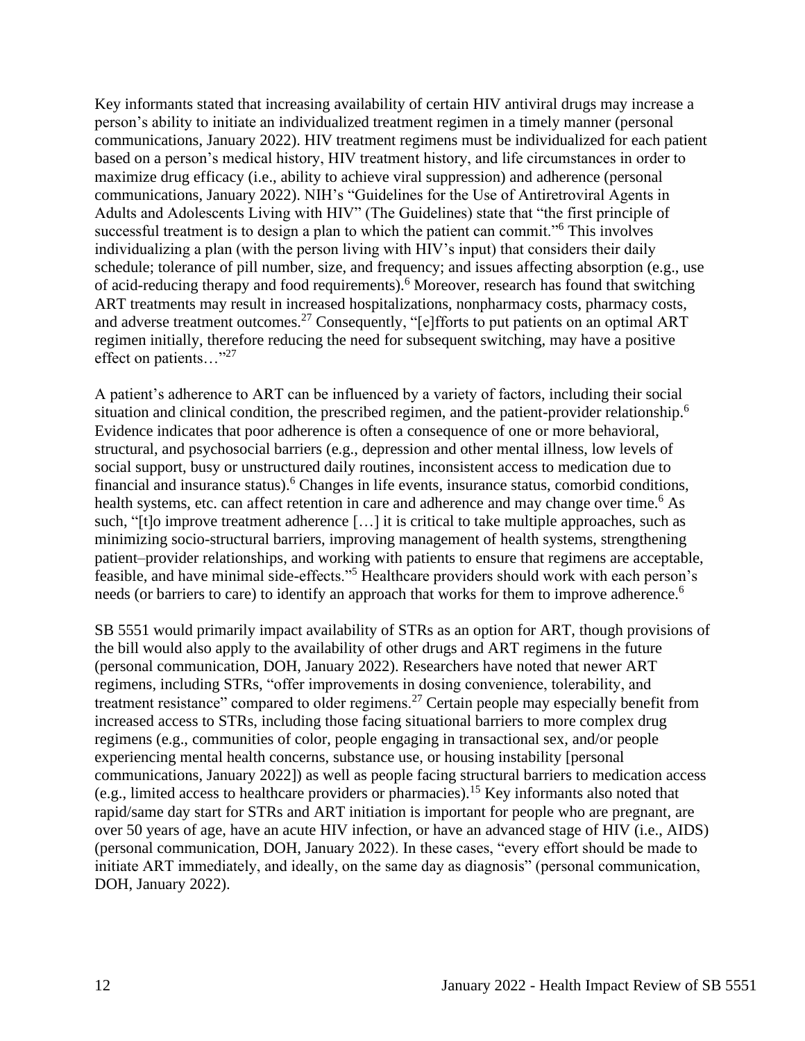Key informants stated that increasing availability of certain HIV antiviral drugs may increase a person's ability to initiate an individualized treatment regimen in a timely manner (personal communications, January 2022). HIV treatment regimens must be individualized for each patient based on a person's medical history, HIV treatment history, and life circumstances in order to maximize drug efficacy (i.e., ability to achieve viral suppression) and adherence (personal communications, January 2022). NIH's "Guidelines for the Use of Antiretroviral Agents in Adults and Adolescents Living with HIV" (The Guidelines) state that "the first principle of successful treatment is to design a plan to which the patient can commit."[6] This involves individualizing a plan (with the person living with HIV's input) that considers their daily schedule; tolerance of pill number, size, and frequency; and issues affecting absorption (e.g., use of acid-reducing therapy and food requirements).[6] Moreover, research has found that switching ART treatments may result in increased hospitalizations, nonpharmacy costs, pharmacy costs, and adverse treatment outcomes.[27] Consequently, "[e]fforts to put patients on an optimal ART regimen initially, therefore reducing the need for subsequent switching, may have a positive effect on patients…"[27]

A patient's adherence to ART can be influenced by a variety of factors, including their social situation and clinical condition, the prescribed regimen, and the patient-provider relationship.[6] Evidence indicates that poor adherence is often a consequence of one or more behavioral, structural, and psychosocial barriers (e.g., depression and other mental illness, low levels of social support, busy or unstructured daily routines, inconsistent access to medication due to financial and insurance status).[6] Changes in life events, insurance status, comorbid conditions, health systems, etc. can affect retention in care and adherence and may change over time.[6] As such, "[t]o improve treatment adherence […] it is critical to take multiple approaches, such as minimizing socio-structural barriers, improving management of health systems, strengthening patient–provider relationships, and working with patients to ensure that regimens are acceptable, feasible, and have minimal side-effects."[5] Healthcare providers should work with each person's needs (or barriers to care) to identify an approach that works for them to improve adherence.[6]

SB 5551 would primarily impact availability of STRs as an option for ART, though provisions of the bill would also apply to the availability of other drugs and ART regimens in the future (personal communication, DOH, January 2022). Researchers have noted that newer ART regimens, including STRs, "offer improvements in dosing convenience, tolerability, and treatment resistance" compared to older regimens.[27] Certain people may especially benefit from increased access to STRs, including those facing situational barriers to more complex drug regimens (e.g., communities of color, people engaging in transactional sex, and/or people experiencing mental health concerns, substance use, or housing instability [personal communications, January 2022]) as well as people facing structural barriers to medication access (e.g., limited access to healthcare providers or pharmacies).[15] Key informants also noted that rapid/same day start for STRs and ART initiation is important for people who are pregnant, are over 50 years of age, have an acute HIV infection, or have an advanced stage of HIV (i.e., AIDS) (personal communication, DOH, January 2022). In these cases, "every effort should be made to initiate ART immediately, and ideally, on the same day as diagnosis" (personal communication, DOH, January 2022).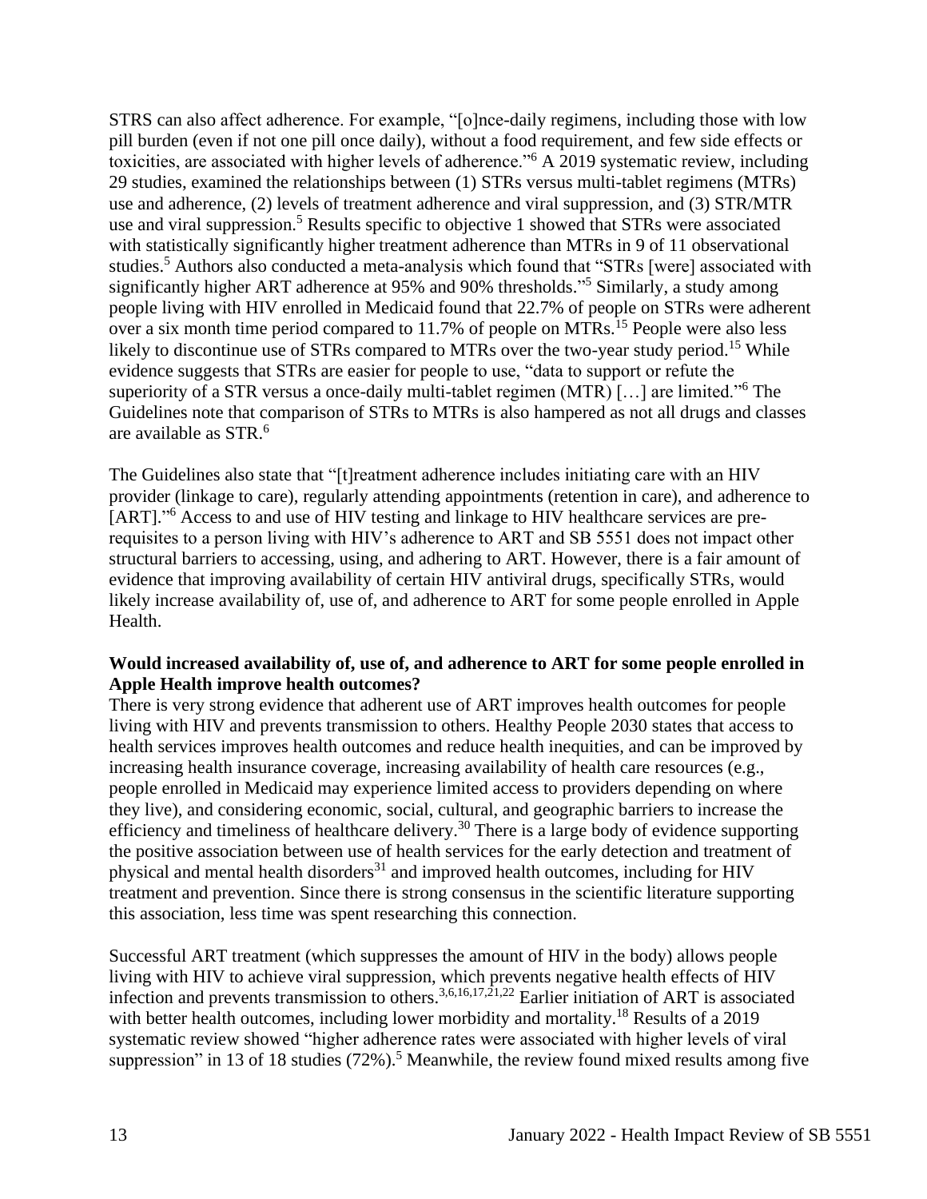STRS can also affect adherence. For example, "[o]nce-daily regimens, including those with low pill burden (even if not one pill once daily), without a food requirement, and few side effects or toxicities, are associated with higher levels of adherence."[6] A 2019 systematic review, including 29 studies, examined the relationships between (1) STRs versus multi-tablet regimens (MTRs) use and adherence, (2) levels of treatment adherence and viral suppression, and (3) STR/MTR use and viral suppression.[5] Results specific to objective 1 showed that STRs were associated with statistically significantly higher treatment adherence than MTRs in 9 of 11 observational studies.[5] Authors also conducted a meta-analysis which found that "STRs [were] associated with significantly higher ART adherence at 95% and 90% thresholds."[5] Similarly, a study among people living with HIV enrolled in Medicaid found that 22.7% of people on STRs were adherent over a six month time period compared to 11.7% of people on MTRs.[15] People were also less likely to discontinue use of STRs compared to MTRs over the two-year study period.[15] While evidence suggests that STRs are easier for people to use, "data to support or refute the superiority of a STR versus a once-daily multi-tablet regimen (MTR) […] are limited."[6] The Guidelines note that comparison of STRs to MTRs is also hampered as not all drugs and classes are available as STR.[6]

The Guidelines also state that "[t]reatment adherence includes initiating care with an HIV provider (linkage to care), regularly attending appointments (retention in care), and adherence to [ART]."[6] Access to and use of HIV testing and linkage to HIV healthcare services are pre-requisites to a person living with HIV's adherence to ART and SB 5551 does not impact other structural barriers to accessing, using, and adhering to ART. However, there is a fair amount of evidence that improving availability of certain HIV antiviral drugs, specifically STRs, would likely increase availability of, use of, and adherence to ART for some people enrolled in Apple Health.

**Would increased availability of, use of, and adherence to ART for some people enrolled in Apple Health improve health outcomes?**

There is very strong evidence that adherent use of ART improves health outcomes for people living with HIV and prevents transmission to others. Healthy People 2030 states that access to health services improves health outcomes and reduce health inequities, and can be improved by increasing health insurance coverage, increasing availability of health care resources (e.g., people enrolled in Medicaid may experience limited access to providers depending on where they live), and considering economic, social, cultural, and geographic barriers to increase the efficiency and timeliness of healthcare delivery.[30] There is a large body of evidence supporting the positive association between use of health services for the early detection and treatment of physical and mental health disorders[31] and improved health outcomes, including for HIV treatment and prevention. Since there is strong consensus in the scientific literature supporting this association, less time was spent researching this connection.

Successful ART treatment (which suppresses the amount of HIV in the body) allows people living with HIV to achieve viral suppression, which prevents negative health effects of HIV infection and prevents transmission to others.[3,6,16,17,21,22] Earlier initiation of ART is associated with better health outcomes, including lower morbidity and mortality.[18] Results of a 2019 systematic review showed "higher adherence rates were associated with higher levels of viral suppression" in 13 of 18 studies (72%).[5] Meanwhile, the review found mixed results among five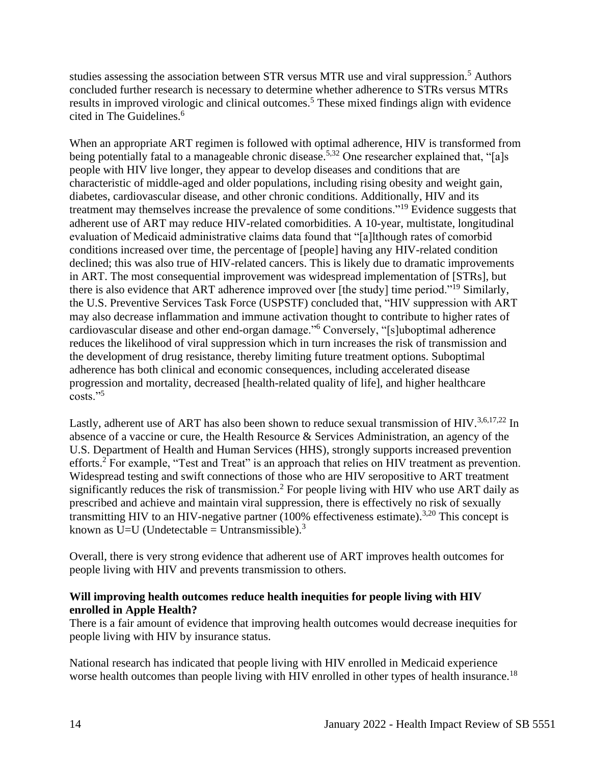studies assessing the association between STR versus MTR use and viral suppression.[5] Authors concluded further research is necessary to determine whether adherence to STRs versus MTRs results in improved virologic and clinical outcomes.[5] These mixed findings align with evidence cited in The Guidelines.[6]

When an appropriate ART regimen is followed with optimal adherence, HIV is transformed from being potentially fatal to a manageable chronic disease.[5,32] One researcher explained that, "[a]s people with HIV live longer, they appear to develop diseases and conditions that are characteristic of middle-aged and older populations, including rising obesity and weight gain, diabetes, cardiovascular disease, and other chronic conditions. Additionally, HIV and its treatment may themselves increase the prevalence of some conditions."[19] Evidence suggests that adherent use of ART may reduce HIV-related comorbidities. A 10-year, multistate, longitudinal evaluation of Medicaid administrative claims data found that "[a]lthough rates of comorbid conditions increased over time, the percentage of [people] having any HIV-related condition declined; this was also true of HIV-related cancers. This is likely due to dramatic improvements in ART. The most consequential improvement was widespread implementation of [STRs], but there is also evidence that ART adherence improved over [the study] time period."[19] Similarly, the U.S. Preventive Services Task Force (USPSTF) concluded that, "HIV suppression with ART may also decrease inflammation and immune activation thought to contribute to higher rates of cardiovascular disease and other end-organ damage."[6] Conversely, "[s]uboptimal adherence reduces the likelihood of viral suppression which in turn increases the risk of transmission and the development of drug resistance, thereby limiting future treatment options. Suboptimal adherence has both clinical and economic consequences, including accelerated disease progression and mortality, decreased [health-related quality of life], and higher healthcare costs."[5]

Lastly, adherent use of ART has also been shown to reduce sexual transmission of HIV.[3,6,17,22] In absence of a vaccine or cure, the Health Resource & Services Administration, an agency of the U.S. Department of Health and Human Services (HHS), strongly supports increased prevention efforts.[2] For example, "Test and Treat" is an approach that relies on HIV treatment as prevention. Widespread testing and swift connections of those who are HIV seropositive to ART treatment significantly reduces the risk of transmission.[2] For people living with HIV who use ART daily as prescribed and achieve and maintain viral suppression, there is effectively no risk of sexually transmitting HIV to an HIV-negative partner (100% effectiveness estimate).[3,20] This concept is known as U=U (Undetectable = Untransmissible).[3]

Overall, there is very strong evidence that adherent use of ART improves health outcomes for people living with HIV and prevents transmission to others.

**Will improving health outcomes reduce health inequities for people living with HIV enrolled in Apple Health?**

There is a fair amount of evidence that improving health outcomes would decrease inequities for people living with HIV by insurance status.

National research has indicated that people living with HIV enrolled in Medicaid experience worse health outcomes than people living with HIV enrolled in other types of health insurance.[18]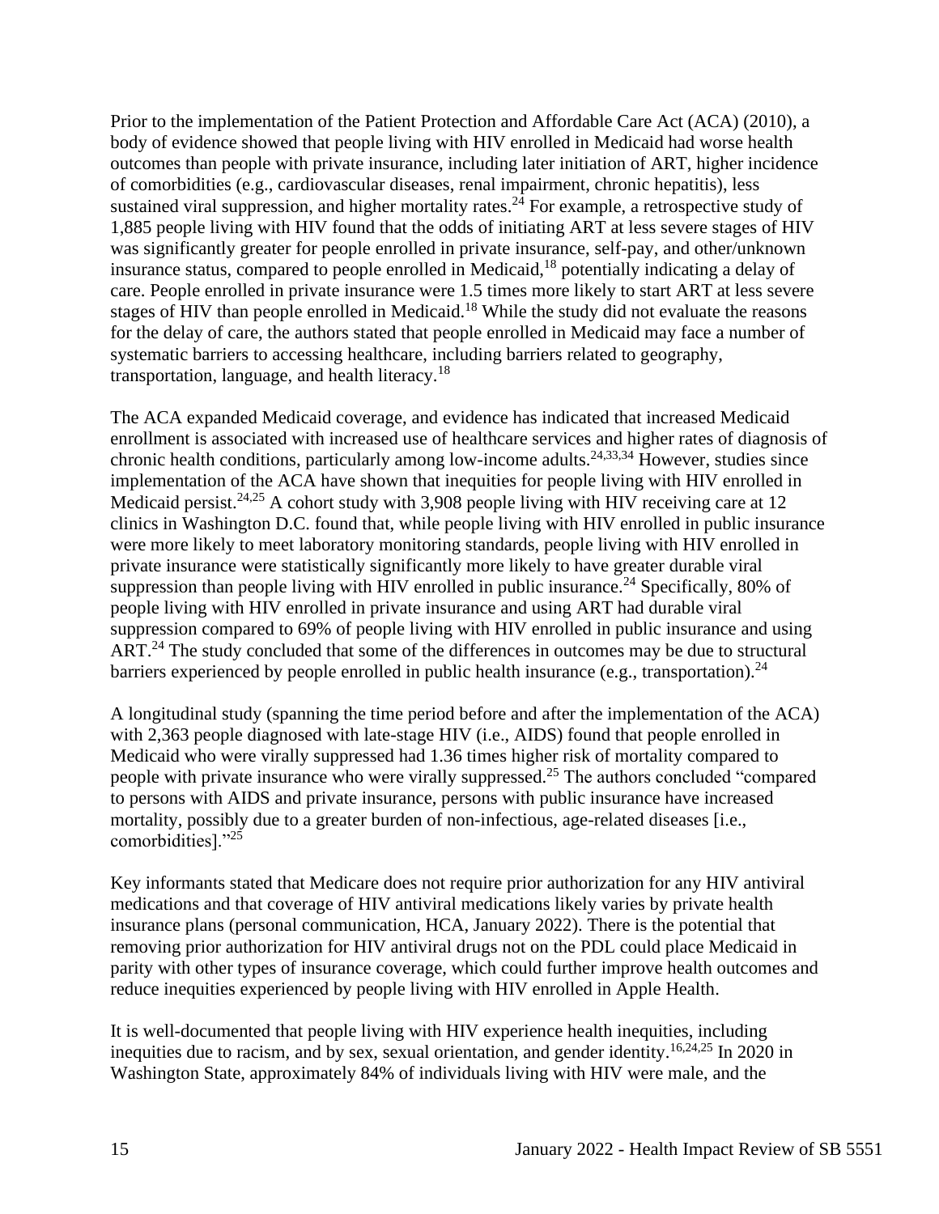Prior to the implementation of the Patient Protection and Affordable Care Act (ACA) (2010), a body of evidence showed that people living with HIV enrolled in Medicaid had worse health outcomes than people with private insurance, including later initiation of ART, higher incidence of comorbidities (e.g., cardiovascular diseases, renal impairment, chronic hepatitis), less sustained viral suppression, and higher mortality rates.[24] For example, a retrospective study of 1,885 people living with HIV found that the odds of initiating ART at less severe stages of HIV was significantly greater for people enrolled in private insurance, self-pay, and other/unknown insurance status, compared to people enrolled in Medicaid,[18] potentially indicating a delay of care. People enrolled in private insurance were 1.5 times more likely to start ART at less severe stages of HIV than people enrolled in Medicaid.[18] While the study did not evaluate the reasons for the delay of care, the authors stated that people enrolled in Medicaid may face a number of systematic barriers to accessing healthcare, including barriers related to geography, transportation, language, and health literacy.[18]

The ACA expanded Medicaid coverage, and evidence has indicated that increased Medicaid enrollment is associated with increased use of healthcare services and higher rates of diagnosis of chronic health conditions, particularly among low-income adults.[24,33,34] However, studies since implementation of the ACA have shown that inequities for people living with HIV enrolled in Medicaid persist.[24,25] A cohort study with 3,908 people living with HIV receiving care at 12 clinics in Washington D.C. found that, while people living with HIV enrolled in public insurance were more likely to meet laboratory monitoring standards, people living with HIV enrolled in private insurance were statistically significantly more likely to have greater durable viral suppression than people living with HIV enrolled in public insurance.[24] Specifically, 80% of people living with HIV enrolled in private insurance and using ART had durable viral suppression compared to 69% of people living with HIV enrolled in public insurance and using ART.[24] The study concluded that some of the differences in outcomes may be due to structural barriers experienced by people enrolled in public health insurance (e.g., transportation).[24]

A longitudinal study (spanning the time period before and after the implementation of the ACA) with 2,363 people diagnosed with late-stage HIV (i.e., AIDS) found that people enrolled in Medicaid who were virally suppressed had 1.36 times higher risk of mortality compared to people with private insurance who were virally suppressed.[25] The authors concluded "compared to persons with AIDS and private insurance, persons with public insurance have increased mortality, possibly due to a greater burden of non-infectious, age-related diseases [i.e., comorbidities]."[25]

Key informants stated that Medicare does not require prior authorization for any HIV antiviral medications and that coverage of HIV antiviral medications likely varies by private health insurance plans (personal communication, HCA, January 2022). There is the potential that removing prior authorization for HIV antiviral drugs not on the PDL could place Medicaid in parity with other types of insurance coverage, which could further improve health outcomes and reduce inequities experienced by people living with HIV enrolled in Apple Health.

It is well-documented that people living with HIV experience health inequities, including inequities due to racism, and by sex, sexual orientation, and gender identity.[16,24,25] In 2020 in Washington State, approximately 84% of individuals living with HIV were male, and the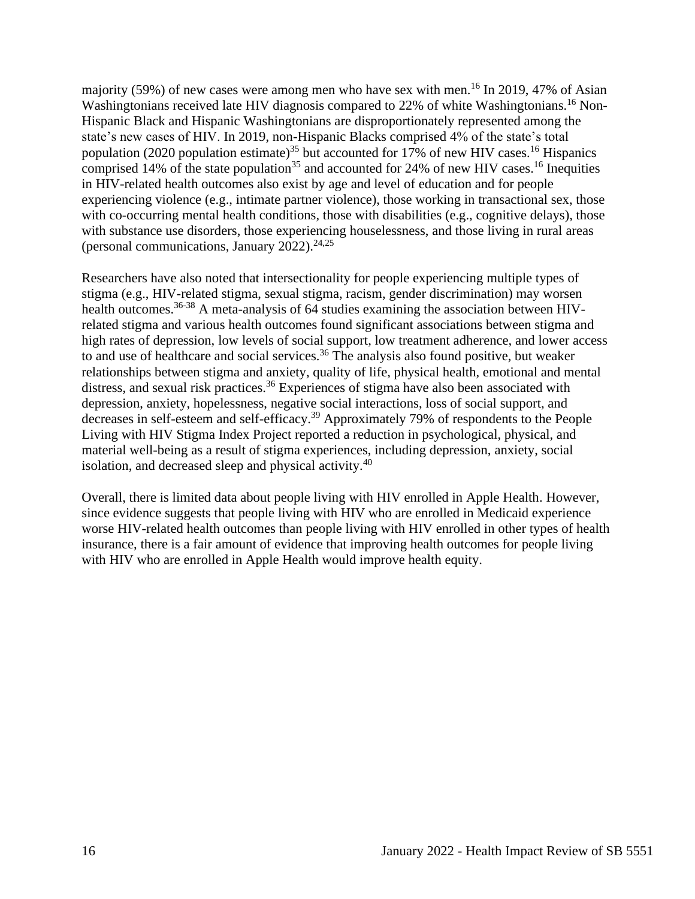majority (59%) of new cases were among men who have sex with men.[16] In 2019, 47% of Asian Washingtonians received late HIV diagnosis compared to 22% of white Washingtonians.[16] Non-Hispanic Black and Hispanic Washingtonians are disproportionately represented among the state's new cases of HIV. In 2019, non-Hispanic Blacks comprised 4% of the state's total population (2020 population estimate)[35] but accounted for 17% of new HIV cases.[16] Hispanics comprised 14% of the state population[35] and accounted for 24% of new HIV cases.[16] Inequities in HIV-related health outcomes also exist by age and level of education and for people experiencing violence (e.g., intimate partner violence), those working in transactional sex, those with co-occurring mental health conditions, those with disabilities (e.g., cognitive delays), those with substance use disorders, those experiencing houselessness, and those living in rural areas (personal communications, January 2022).[24,25]

Researchers have also noted that intersectionality for people experiencing multiple types of stigma (e.g., HIV-related stigma, sexual stigma, racism, gender discrimination) may worsen health outcomes.[36-38] A meta-analysis of 64 studies examining the association between HIV-related stigma and various health outcomes found significant associations between stigma and high rates of depression, low levels of social support, low treatment adherence, and lower access to and use of healthcare and social services.[36] The analysis also found positive, but weaker relationships between stigma and anxiety, quality of life, physical health, emotional and mental distress, and sexual risk practices.[36] Experiences of stigma have also been associated with depression, anxiety, hopelessness, negative social interactions, loss of social support, and decreases in self-esteem and self-efficacy.[39] Approximately 79% of respondents to the People Living with HIV Stigma Index Project reported a reduction in psychological, physical, and material well-being as a result of stigma experiences, including depression, anxiety, social isolation, and decreased sleep and physical activity.[40]

Overall, there is limited data about people living with HIV enrolled in Apple Health. However, since evidence suggests that people living with HIV who are enrolled in Medicaid experience worse HIV-related health outcomes than people living with HIV enrolled in other types of health insurance, there is a fair amount of evidence that improving health outcomes for people living with HIV who are enrolled in Apple Health would improve health equity.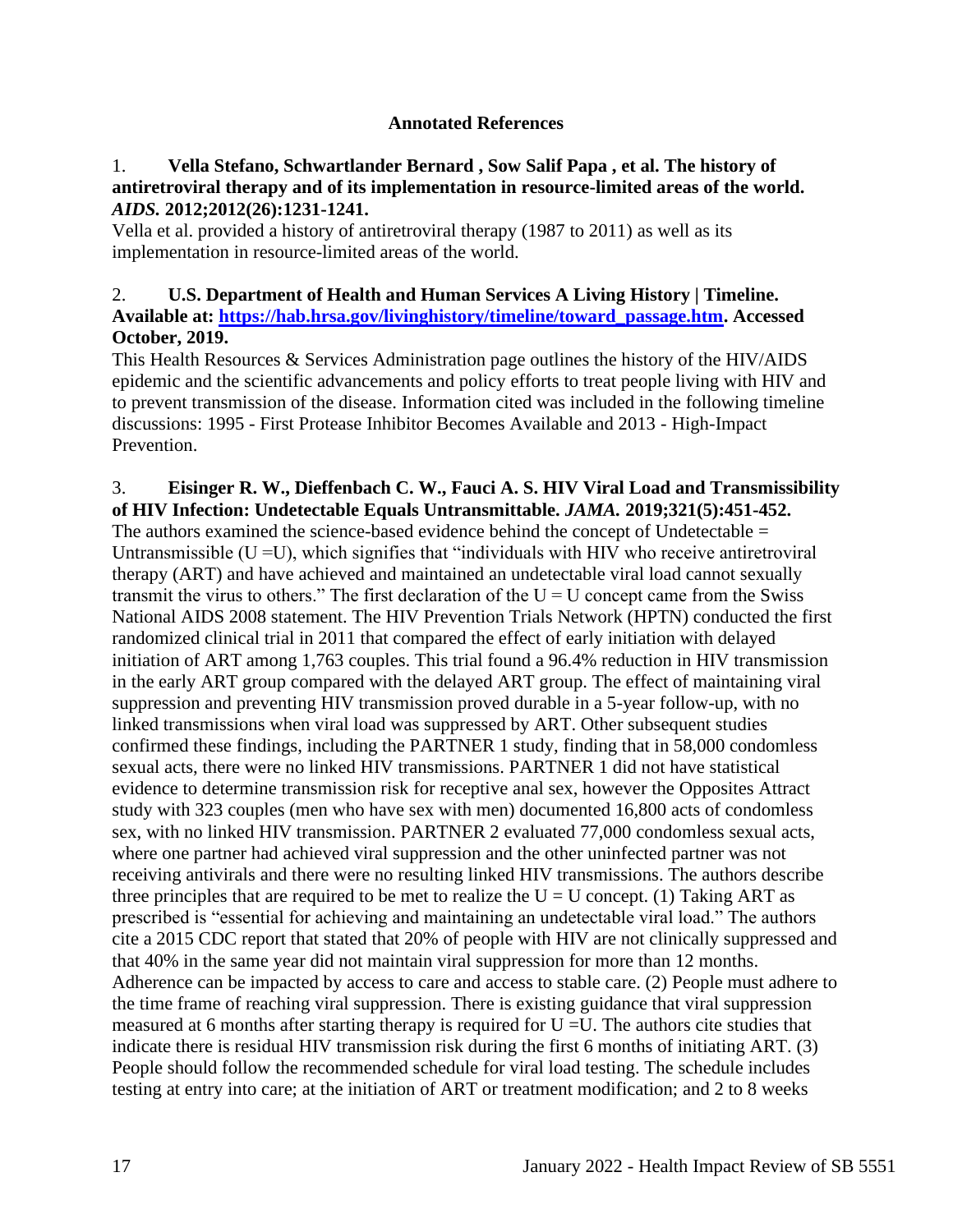**Annotated References**

1. **Vella Stefano, Schwartlander Bernard , Sow Salif Papa , et al. The history of antiretroviral therapy and of its implementation in resource-limited areas of the world. *AIDS.* 2012;2012(26):1231-1241.**

Vella et al. provided a history of antiretroviral therapy (1987 to 2011) as well as its implementation in resource-limited areas of the world.

2. **U.S. Department of Health and Human Services A Living History | Timeline. Available at: [https://hab.hrsa.gov/livinghistory/timeline/toward_passage.htm](https://hab.hrsa.gov/livinghistory/timeline/toward_passage.htm). Accessed October, 2019.**

This Health Resources & Services Administration page outlines the history of the HIV/AIDS epidemic and the scientific advancements and policy efforts to treat people living with HIV and to prevent transmission of the disease. Information cited was included in the following timeline discussions: 1995 - First Protease Inhibitor Becomes Available and 2013 - High-Impact Prevention.

3. **Eisinger R. W., Dieffenbach C. W., Fauci A. S. HIV Viral Load and Transmissibility of HIV Infection: Undetectable Equals Untransmittable. *JAMA.* 2019;321(5):451-452.**

The authors examined the science-based evidence behind the concept of Undetectable = Untransmissible (U =U), which signifies that "individuals with HIV who receive antiretroviral therapy (ART) and have achieved and maintained an undetectable viral load cannot sexually transmit the virus to others." The first declaration of the U = U concept came from the Swiss National AIDS 2008 statement. The HIV Prevention Trials Network (HPTN) conducted the first randomized clinical trial in 2011 that compared the effect of early initiation with delayed initiation of ART among 1,763 couples. This trial found a 96.4% reduction in HIV transmission in the early ART group compared with the delayed ART group. The effect of maintaining viral suppression and preventing HIV transmission proved durable in a 5-year follow-up, with no linked transmissions when viral load was suppressed by ART. Other subsequent studies confirmed these findings, including the PARTNER 1 study, finding that in 58,000 condomless sexual acts, there were no linked HIV transmissions. PARTNER 1 did not have statistical evidence to determine transmission risk for receptive anal sex, however the Opposites Attract study with 323 couples (men who have sex with men) documented 16,800 acts of condomless sex, with no linked HIV transmission. PARTNER 2 evaluated 77,000 condomless sexual acts, where one partner had achieved viral suppression and the other uninfected partner was not receiving antivirals and there were no resulting linked HIV transmissions. The authors describe three principles that are required to be met to realize the U = U concept. (1) Taking ART as prescribed is "essential for achieving and maintaining an undetectable viral load." The authors cite a 2015 CDC report that stated that 20% of people with HIV are not clinically suppressed and that 40% in the same year did not maintain viral suppression for more than 12 months. Adherence can be impacted by access to care and access to stable care. (2) People must adhere to the time frame of reaching viral suppression. There is existing guidance that viral suppression measured at 6 months after starting therapy is required for U =U. The authors cite studies that indicate there is residual HIV transmission risk during the first 6 months of initiating ART. (3) People should follow the recommended schedule for viral load testing. The schedule includes testing at entry into care; at the initiation of ART or treatment modification; and 2 to 8 weeks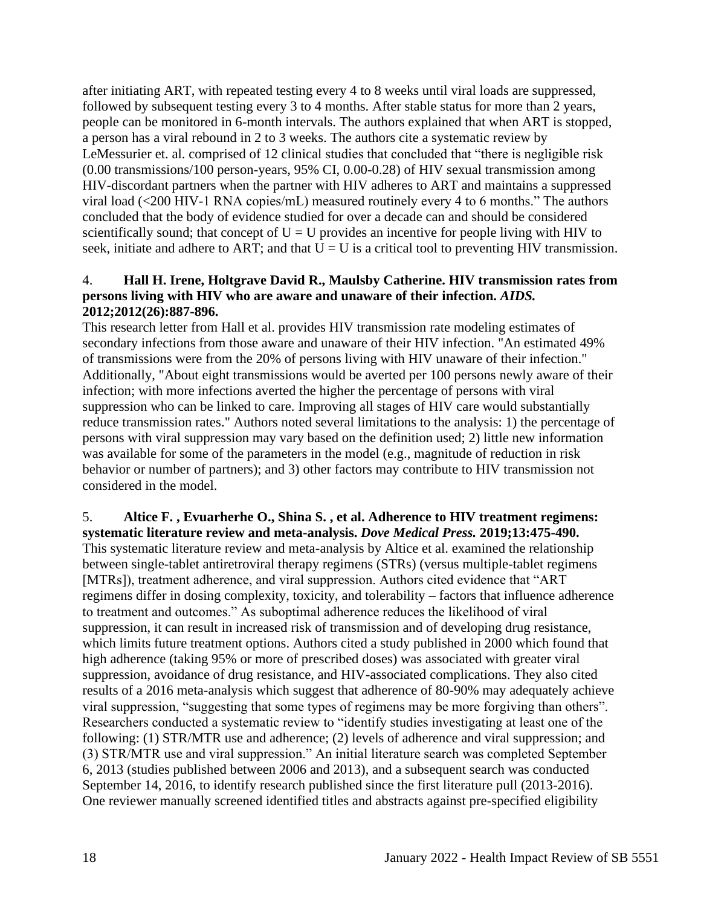after initiating ART, with repeated testing every 4 to 8 weeks until viral loads are suppressed, followed by subsequent testing every 3 to 4 months. After stable status for more than 2 years, people can be monitored in 6-month intervals. The authors explained that when ART is stopped, a person has a viral rebound in 2 to 3 weeks. The authors cite a systematic review by LeMessurier et. al. comprised of 12 clinical studies that concluded that "there is negligible risk (0.00 transmissions/100 person-years, 95% CI, 0.00-0.28) of HIV sexual transmission among HIV-discordant partners when the partner with HIV adheres to ART and maintains a suppressed viral load (<200 HIV-1 RNA copies/mL) measured routinely every 4 to 6 months." The authors concluded that the body of evidence studied for over a decade can and should be considered scientifically sound; that concept of U = U provides an incentive for people living with HIV to seek, initiate and adhere to ART; and that U = U is a critical tool to preventing HIV transmission.

4. **Hall H. Irene, Holtgrave David R., Maulsby Catherine. HIV transmission rates from persons living with HIV who are aware and unaware of their infection. *AIDS.* 2012;2012(26):887-896.**

This research letter from Hall et al. provides HIV transmission rate modeling estimates of secondary infections from those aware and unaware of their HIV infection. "An estimated 49% of transmissions were from the 20% of persons living with HIV unaware of their infection." Additionally, "About eight transmissions would be averted per 100 persons newly aware of their infection; with more infections averted the higher the percentage of persons with viral suppression who can be linked to care. Improving all stages of HIV care would substantially reduce transmission rates." Authors noted several limitations to the analysis: 1) the percentage of persons with viral suppression may vary based on the definition used; 2) little new information was available for some of the parameters in the model (e.g., magnitude of reduction in risk behavior or number of partners); and 3) other factors may contribute to HIV transmission not considered in the model.

5. **Altice F. , Evuarherhe O., Shina S. , et al. Adherence to HIV treatment regimens: systematic literature review and meta-analysis. *Dove Medical Press.* 2019;13:475-490.**

This systematic literature review and meta-analysis by Altice et al. examined the relationship between single-tablet antiretroviral therapy regimens (STRs) (versus multiple-tablet regimens [MTRs]), treatment adherence, and viral suppression. Authors cited evidence that "ART regimens differ in dosing complexity, toxicity, and tolerability – factors that influence adherence to treatment and outcomes." As suboptimal adherence reduces the likelihood of viral suppression, it can result in increased risk of transmission and of developing drug resistance, which limits future treatment options. Authors cited a study published in 2000 which found that high adherence (taking 95% or more of prescribed doses) was associated with greater viral suppression, avoidance of drug resistance, and HIV-associated complications. They also cited results of a 2016 meta-analysis which suggest that adherence of 80-90% may adequately achieve viral suppression, "suggesting that some types of regimens may be more forgiving than others". Researchers conducted a systematic review to "identify studies investigating at least one of the following: (1) STR/MTR use and adherence; (2) levels of adherence and viral suppression; and (3) STR/MTR use and viral suppression." An initial literature search was completed September 6, 2013 (studies published between 2006 and 2013), and a subsequent search was conducted September 14, 2016, to identify research published since the first literature pull (2013-2016). One reviewer manually screened identified titles and abstracts against pre-specified eligibility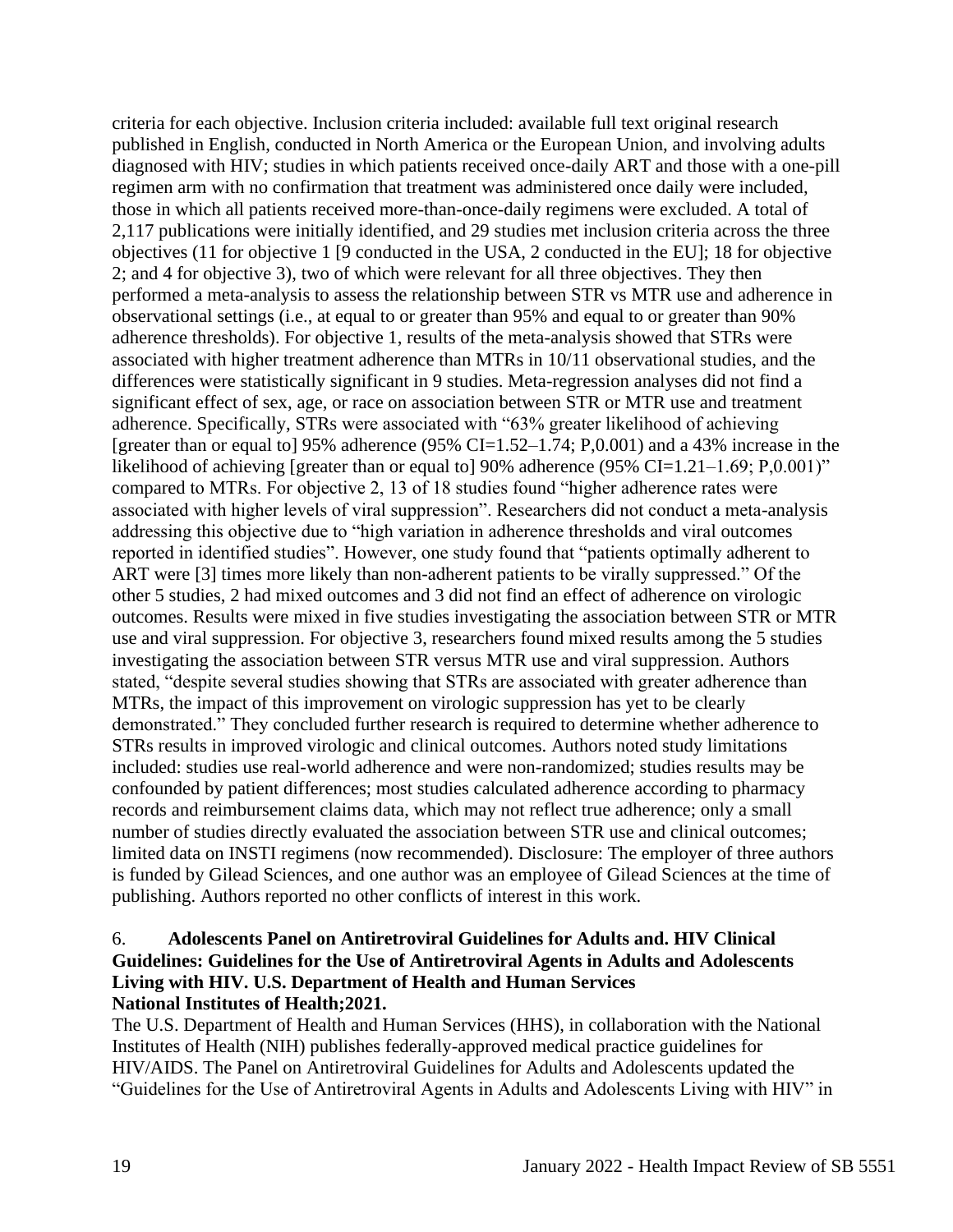criteria for each objective. Inclusion criteria included: available full text original research published in English, conducted in North America or the European Union, and involving adults diagnosed with HIV; studies in which patients received once-daily ART and those with a one-pill regimen arm with no confirmation that treatment was administered once daily were included, those in which all patients received more-than-once-daily regimens were excluded. A total of 2,117 publications were initially identified, and 29 studies met inclusion criteria across the three objectives (11 for objective 1 [9 conducted in the USA, 2 conducted in the EU]; 18 for objective 2; and 4 for objective 3), two of which were relevant for all three objectives. They then performed a meta-analysis to assess the relationship between STR vs MTR use and adherence in observational settings (i.e., at equal to or greater than 95% and equal to or greater than 90% adherence thresholds). For objective 1, results of the meta-analysis showed that STRs were associated with higher treatment adherence than MTRs in 10/11 observational studies, and the differences were statistically significant in 9 studies. Meta-regression analyses did not find a significant effect of sex, age, or race on association between STR or MTR use and treatment adherence. Specifically, STRs were associated with "63% greater likelihood of achieving [greater than or equal to] 95% adherence (95% CI=1.52–1.74; P,0.001) and a 43% increase in the likelihood of achieving [greater than or equal to] 90% adherence (95% CI=1.21–1.69; P,0.001)" compared to MTRs. For objective 2, 13 of 18 studies found "higher adherence rates were associated with higher levels of viral suppression". Researchers did not conduct a meta-analysis addressing this objective due to "high variation in adherence thresholds and viral outcomes reported in identified studies". However, one study found that "patients optimally adherent to ART were [3] times more likely than non-adherent patients to be virally suppressed." Of the other 5 studies, 2 had mixed outcomes and 3 did not find an effect of adherence on virologic outcomes. Results were mixed in five studies investigating the association between STR or MTR use and viral suppression. For objective 3, researchers found mixed results among the 5 studies investigating the association between STR versus MTR use and viral suppression. Authors stated, "despite several studies showing that STRs are associated with greater adherence than MTRs, the impact of this improvement on virologic suppression has yet to be clearly demonstrated." They concluded further research is required to determine whether adherence to STRs results in improved virologic and clinical outcomes. Authors noted study limitations included: studies use real-world adherence and were non-randomized; studies results may be confounded by patient differences; most studies calculated adherence according to pharmacy records and reimbursement claims data, which may not reflect true adherence; only a small number of studies directly evaluated the association between STR use and clinical outcomes; limited data on INSTI regimens (now recommended). Disclosure: The employer of three authors is funded by Gilead Sciences, and one author was an employee of Gilead Sciences at the time of publishing. Authors reported no other conflicts of interest in this work.

6. **Adolescents Panel on Antiretroviral Guidelines for Adults and. HIV Clinical Guidelines: Guidelines for the Use of Antiretroviral Agents in Adults and Adolescents Living with HIV. U.S. Department of Health and Human Services National Institutes of Health;2021.**

The U.S. Department of Health and Human Services (HHS), in collaboration with the National Institutes of Health (NIH) publishes federally-approved medical practice guidelines for HIV/AIDS. The Panel on Antiretroviral Guidelines for Adults and Adolescents updated the "Guidelines for the Use of Antiretroviral Agents in Adults and Adolescents Living with HIV" in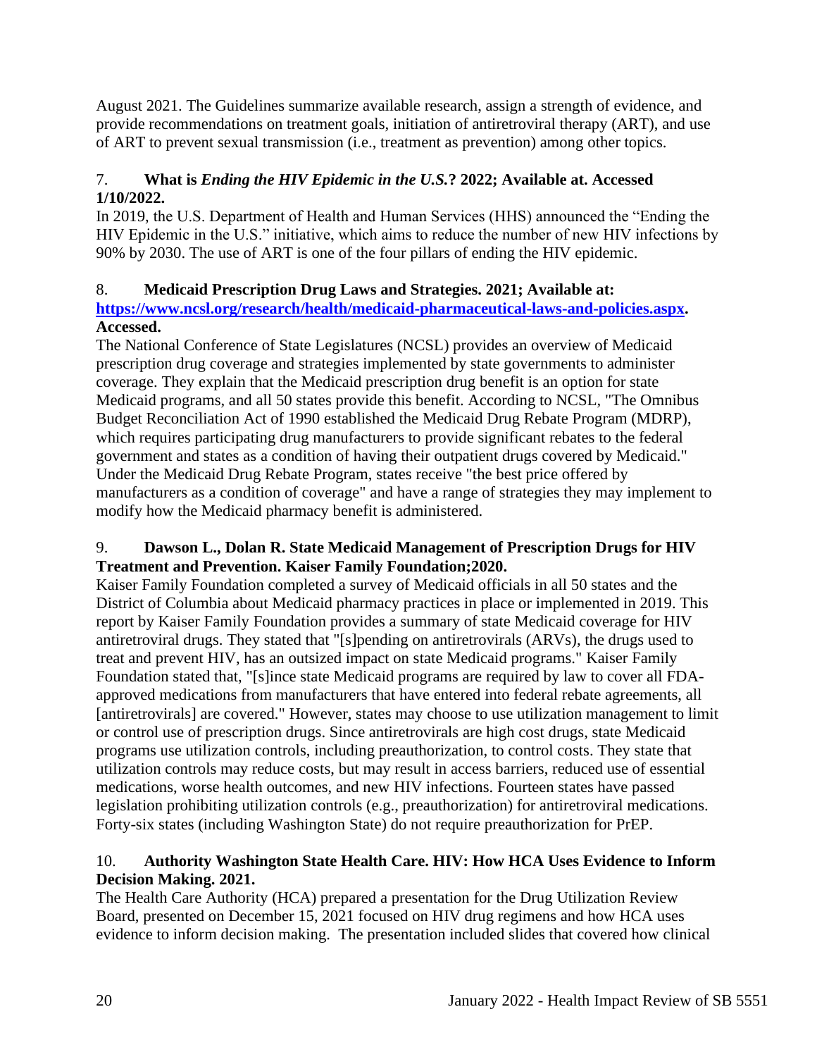August 2021. The Guidelines summarize available research, assign a strength of evidence, and provide recommendations on treatment goals, initiation of antiretroviral therapy (ART), and use of ART to prevent sexual transmission (i.e., treatment as prevention) among other topics.

7. **What is *Ending the HIV Epidemic in the U.S.*? 2022; Available at. Accessed 1/10/2022.**
In 2019, the U.S. Department of Health and Human Services (HHS) announced the "Ending the HIV Epidemic in the U.S." initiative, which aims to reduce the number of new HIV infections by 90% by 2030. The use of ART is one of the four pillars of ending the HIV epidemic.

8. **Medicaid Prescription Drug Laws and Strategies. 2021; Available at: [https://www.ncsl.org/research/health/medicaid-pharmaceutical-laws-and-policies.aspx](https://www.ncsl.org/research/health/medicaid-pharmaceutical-laws-and-policies.aspx). Accessed.**
The National Conference of State Legislatures (NCSL) provides an overview of Medicaid prescription drug coverage and strategies implemented by state governments to administer coverage. They explain that the Medicaid prescription drug benefit is an option for state Medicaid programs, and all 50 states provide this benefit. According to NCSL, "The Omnibus Budget Reconciliation Act of 1990 established the Medicaid Drug Rebate Program (MDRP), which requires participating drug manufacturers to provide significant rebates to the federal government and states as a condition of having their outpatient drugs covered by Medicaid." Under the Medicaid Drug Rebate Program, states receive "the best price offered by manufacturers as a condition of coverage" and have a range of strategies they may implement to modify how the Medicaid pharmacy benefit is administered.

9. **Dawson L., Dolan R. State Medicaid Management of Prescription Drugs for HIV Treatment and Prevention. Kaiser Family Foundation;2020.**
Kaiser Family Foundation completed a survey of Medicaid officials in all 50 states and the District of Columbia about Medicaid pharmacy practices in place or implemented in 2019. This report by Kaiser Family Foundation provides a summary of state Medicaid coverage for HIV antiretroviral drugs. They stated that "[s]pending on antiretrovirals (ARVs), the drugs used to treat and prevent HIV, has an outsized impact on state Medicaid programs." Kaiser Family Foundation stated that, "[s]ince state Medicaid programs are required by law to cover all FDA-approved medications from manufacturers that have entered into federal rebate agreements, all [antiretrovirals] are covered." However, states may choose to use utilization management to limit or control use of prescription drugs. Since antiretrovirals are high cost drugs, state Medicaid programs use utilization controls, including preauthorization, to control costs. They state that utilization controls may reduce costs, but may result in access barriers, reduced use of essential medications, worse health outcomes, and new HIV infections. Fourteen states have passed legislation prohibiting utilization controls (e.g., preauthorization) for antiretroviral medications. Forty-six states (including Washington State) do not require preauthorization for PrEP.

10. **Authority Washington State Health Care. HIV: How HCA Uses Evidence to Inform Decision Making. 2021.**
The Health Care Authority (HCA) prepared a presentation for the Drug Utilization Review Board, presented on December 15, 2021 focused on HIV drug regimens and how HCA uses evidence to inform decision making. The presentation included slides that covered how clinical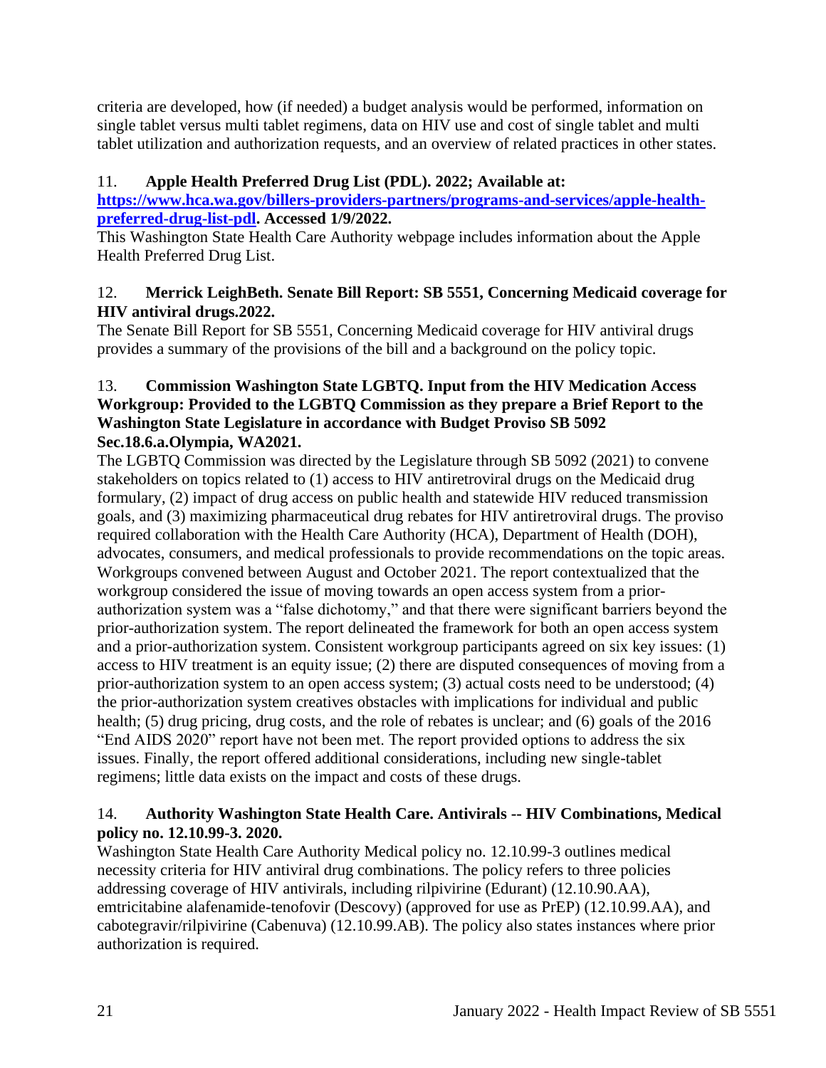criteria are developed, how (if needed) a budget analysis would be performed, information on single tablet versus multi tablet regimens, data on HIV use and cost of single tablet and multi tablet utilization and authorization requests, and an overview of related practices in other states.

11. **Apple Health Preferred Drug List (PDL). 2022; Available at: [https://www.hca.wa.gov/billers-providers-partners/programs-and-services/apple-health-preferred-drug-list-pdl](https://www.hca.wa.gov/billers-providers-partners/programs-and-services/apple-health-preferred-drug-list-pdl). Accessed 1/9/2022.**
This Washington State Health Care Authority webpage includes information about the Apple Health Preferred Drug List.

12. **Merrick LeighBeth. Senate Bill Report: SB 5551, Concerning Medicaid coverage for HIV antiviral drugs.2022.**
The Senate Bill Report for SB 5551, Concerning Medicaid coverage for HIV antiviral drugs provides a summary of the provisions of the bill and a background on the policy topic.

13. **Commission Washington State LGBTQ. Input from the HIV Medication Access Workgroup: Provided to the LGBTQ Commission as they prepare a Brief Report to the Washington State Legislature in accordance with Budget Proviso SB 5092 Sec.18.6.a.Olympia, WA2021.**
The LGBTQ Commission was directed by the Legislature through SB 5092 (2021) to convene stakeholders on topics related to (1) access to HIV antiretroviral drugs on the Medicaid drug formulary, (2) impact of drug access on public health and statewide HIV reduced transmission goals, and (3) maximizing pharmaceutical drug rebates for HIV antiretroviral drugs. The proviso required collaboration with the Health Care Authority (HCA), Department of Health (DOH), advocates, consumers, and medical professionals to provide recommendations on the topic areas. Workgroups convened between August and October 2021. The report contextualized that the workgroup considered the issue of moving towards an open access system from a prior-authorization system was a "false dichotomy," and that there were significant barriers beyond the prior-authorization system. The report delineated the framework for both an open access system and a prior-authorization system. Consistent workgroup participants agreed on six key issues: (1) access to HIV treatment is an equity issue; (2) there are disputed consequences of moving from a prior-authorization system to an open access system; (3) actual costs need to be understood; (4) the prior-authorization system creatives obstacles with implications for individual and public health; (5) drug pricing, drug costs, and the role of rebates is unclear; and (6) goals of the 2016 "End AIDS 2020" report have not been met. The report provided options to address the six issues. Finally, the report offered additional considerations, including new single-tablet regimens; little data exists on the impact and costs of these drugs.

14. **Authority Washington State Health Care. Antivirals -- HIV Combinations, Medical policy no. 12.10.99-3. 2020.**
Washington State Health Care Authority Medical policy no. 12.10.99-3 outlines medical necessity criteria for HIV antiviral drug combinations. The policy refers to three policies addressing coverage of HIV antivirals, including rilpivirine (Edurant) (12.10.90.AA), emtricitabine alafenamide-tenofovir (Descovy) (approved for use as PrEP) (12.10.99.AA), and cabotegravir/rilpivirine (Cabenuva) (12.10.99.AB). The policy also states instances where prior authorization is required.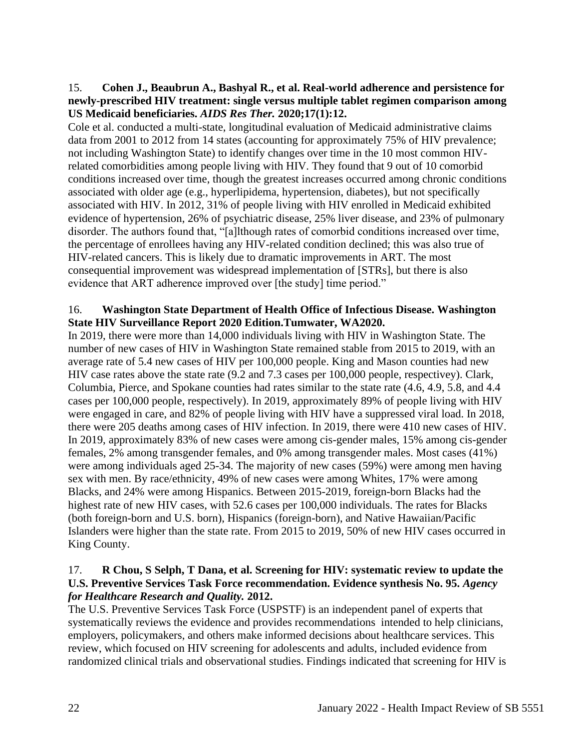15. **Cohen J., Beaubrun A., Bashyal R., et al. Real-world adherence and persistence for newly-prescribed HIV treatment: single versus multiple tablet regimen comparison among US Medicaid beneficiaries.** ***AIDS Res Ther.*** **2020;17(1):12.**
Cole et al. conducted a multi-state, longitudinal evaluation of Medicaid administrative claims data from 2001 to 2012 from 14 states (accounting for approximately 75% of HIV prevalence; not including Washington State) to identify changes over time in the 10 most common HIV-related comorbidities among people living with HIV. They found that 9 out of 10 comorbid conditions increased over time, though the greatest increases occurred among chronic conditions associated with older age (e.g., hyperlipidema, hypertension, diabetes), but not specifically associated with HIV. In 2012, 31% of people living with HIV enrolled in Medicaid exhibited evidence of hypertension, 26% of psychiatric disease, 25% liver disease, and 23% of pulmonary disorder. The authors found that, "[a]lthough rates of comorbid conditions increased over time, the percentage of enrollees having any HIV-related condition declined; this was also true of HIV-related cancers. This is likely due to dramatic improvements in ART. The most consequential improvement was widespread implementation of [STRs], but there is also evidence that ART adherence improved over [the study] time period."

16. **Washington State Department of Health Office of Infectious Disease. Washington State HIV Surveillance Report 2020 Edition.Tumwater, WA2020.**
In 2019, there were more than 14,000 individuals living with HIV in Washington State. The number of new cases of HIV in Washington State remained stable from 2015 to 2019, with an average rate of 5.4 new cases of HIV per 100,000 people. King and Mason counties had new HIV case rates above the state rate (9.2 and 7.3 cases per 100,000 people, respectivey). Clark, Columbia, Pierce, and Spokane counties had rates similar to the state rate (4.6, 4.9, 5.8, and 4.4 cases per 100,000 people, respectively). In 2019, approximately 89% of people living with HIV were engaged in care, and 82% of people living with HIV have a suppressed viral load. In 2018, there were 205 deaths among cases of HIV infection. In 2019, there were 410 new cases of HIV. In 2019, approximately 83% of new cases were among cis-gender males, 15% among cis-gender females, 2% among transgender females, and 0% among transgender males. Most cases (41%) were among individuals aged 25-34. The majority of new cases (59%) were among men having sex with men. By race/ethnicity, 49% of new cases were among Whites, 17% were among Blacks, and 24% were among Hispanics. Between 2015-2019, foreign-born Blacks had the highest rate of new HIV cases, with 52.6 cases per 100,000 individuals. The rates for Blacks (both foreign-born and U.S. born), Hispanics (foreign-born), and Native Hawaiian/Pacific Islanders were higher than the state rate. From 2015 to 2019, 50% of new HIV cases occurred in King County.

17. **R Chou, S Selph, T Dana, et al. Screening for HIV: systematic review to update the U.S. Preventive Services Task Force recommendation. Evidence synthesis No. 95.** ***Agency for Healthcare Research and Quality.*** **2012.**
The U.S. Preventive Services Task Force (USPSTF) is an independent panel of experts that systematically reviews the evidence and provides recommendations intended to help clinicians, employers, policymakers, and others make informed decisions about healthcare services. This review, which focused on HIV screening for adolescents and adults, included evidence from randomized clinical trials and observational studies. Findings indicated that screening for HIV is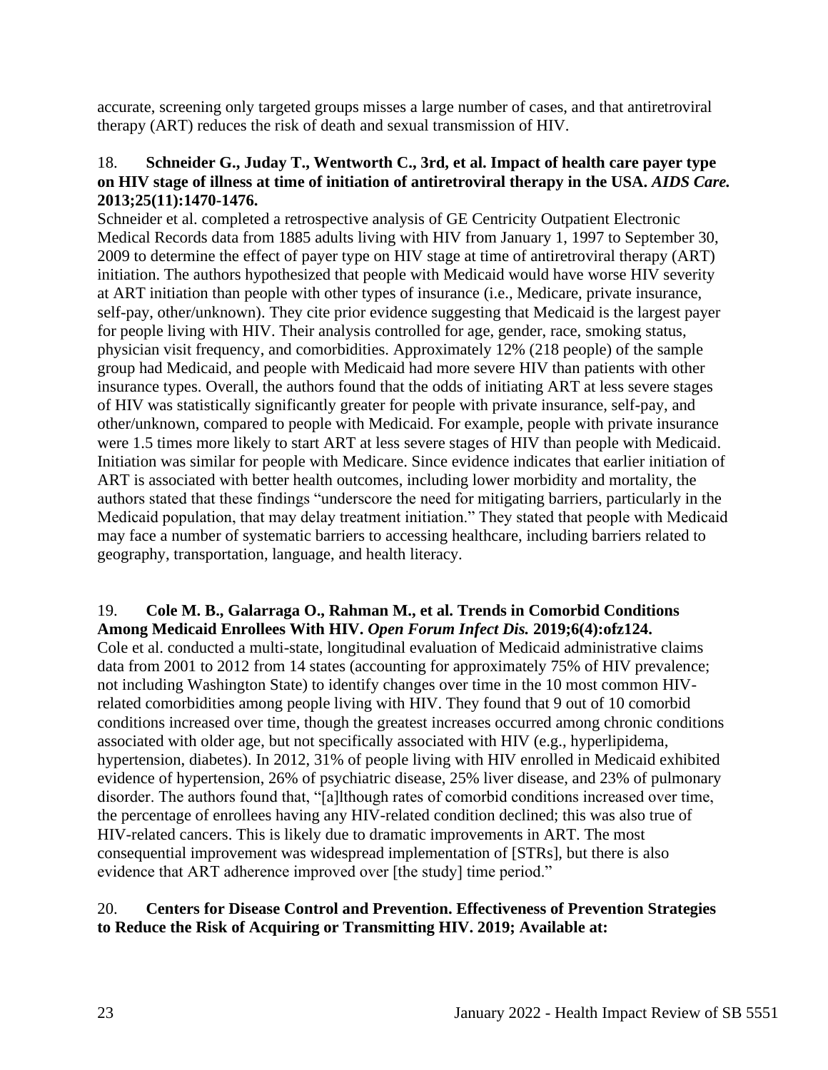accurate, screening only targeted groups misses a large number of cases, and that antiretroviral therapy (ART) reduces the risk of death and sexual transmission of HIV.

18. **Schneider G., Juday T., Wentworth C., 3rd, et al. Impact of health care payer type on HIV stage of illness at time of initiation of antiretroviral therapy in the USA.** ***AIDS Care.*** **2013;25(11):1470-1476.**
Schneider et al. completed a retrospective analysis of GE Centricity Outpatient Electronic Medical Records data from 1885 adults living with HIV from January 1, 1997 to September 30, 2009 to determine the effect of payer type on HIV stage at time of antiretroviral therapy (ART) initiation. The authors hypothesized that people with Medicaid would have worse HIV severity at ART initiation than people with other types of insurance (i.e., Medicare, private insurance, self-pay, other/unknown). They cite prior evidence suggesting that Medicaid is the largest payer for people living with HIV. Their analysis controlled for age, gender, race, smoking status, physician visit frequency, and comorbidities. Approximately 12% (218 people) of the sample group had Medicaid, and people with Medicaid had more severe HIV than patients with other insurance types. Overall, the authors found that the odds of initiating ART at less severe stages of HIV was statistically significantly greater for people with private insurance, self-pay, and other/unknown, compared to people with Medicaid. For example, people with private insurance were 1.5 times more likely to start ART at less severe stages of HIV than people with Medicaid. Initiation was similar for people with Medicare. Since evidence indicates that earlier initiation of ART is associated with better health outcomes, including lower morbidity and mortality, the authors stated that these findings "underscore the need for mitigating barriers, particularly in the Medicaid population, that may delay treatment initiation." They stated that people with Medicaid may face a number of systematic barriers to accessing healthcare, including barriers related to geography, transportation, language, and health literacy.

19. **Cole M. B., Galarraga O., Rahman M., et al. Trends in Comorbid Conditions Among Medicaid Enrollees With HIV.** ***Open Forum Infect Dis.*** **2019;6(4):ofz124.**
Cole et al. conducted a multi-state, longitudinal evaluation of Medicaid administrative claims data from 2001 to 2012 from 14 states (accounting for approximately 75% of HIV prevalence; not including Washington State) to identify changes over time in the 10 most common HIV-related comorbidities among people living with HIV. They found that 9 out of 10 comorbid conditions increased over time, though the greatest increases occurred among chronic conditions associated with older age, but not specifically associated with HIV (e.g., hyperlipidema, hypertension, diabetes). In 2012, 31% of people living with HIV enrolled in Medicaid exhibited evidence of hypertension, 26% of psychiatric disease, 25% liver disease, and 23% of pulmonary disorder. The authors found that, "[a]lthough rates of comorbid conditions increased over time, the percentage of enrollees having any HIV-related condition declined; this was also true of HIV-related cancers. This is likely due to dramatic improvements in ART. The most consequential improvement was widespread implementation of [STRs], but there is also evidence that ART adherence improved over [the study] time period."

20. **Centers for Disease Control and Prevention. Effectiveness of Prevention Strategies to Reduce the Risk of Acquiring or Transmitting HIV. 2019; Available at:**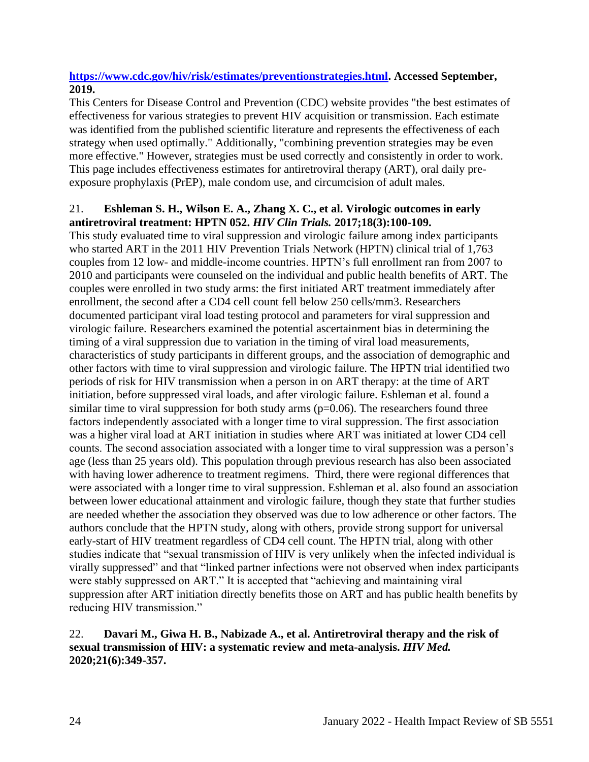**[https://www.cdc.gov/hiv/risk/estimates/preventionstrategies.html](https://www.cdc.gov/hiv/risk/estimates/preventionstrategies.html). Accessed September, 2019.**

This Centers for Disease Control and Prevention (CDC) website provides "the best estimates of effectiveness for various strategies to prevent HIV acquisition or transmission. Each estimate was identified from the published scientific literature and represents the effectiveness of each strategy when used optimally." Additionally, "combining prevention strategies may be even more effective." However, strategies must be used correctly and consistently in order to work. This page includes effectiveness estimates for antiretroviral therapy (ART), oral daily pre-exposure prophylaxis (PrEP), male condom use, and circumcision of adult males.

21. **Eshleman S. H., Wilson E. A., Zhang X. C., et al. Virologic outcomes in early antiretroviral treatment: HPTN 052. *HIV Clin Trials.* 2017;18(3):100-109.**

This study evaluated time to viral suppression and virologic failure among index participants who started ART in the 2011 HIV Prevention Trials Network (HPTN) clinical trial of 1,763 couples from 12 low- and middle-income countries. HPTN's full enrollment ran from 2007 to 2010 and participants were counseled on the individual and public health benefits of ART. The couples were enrolled in two study arms: the first initiated ART treatment immediately after enrollment, the second after a CD4 cell count fell below 250 cells/mm3. Researchers documented participant viral load testing protocol and parameters for viral suppression and virologic failure. Researchers examined the potential ascertainment bias in determining the timing of a viral suppression due to variation in the timing of viral load measurements, characteristics of study participants in different groups, and the association of demographic and other factors with time to viral suppression and virologic failure. The HPTN trial identified two periods of risk for HIV transmission when a person in on ART therapy: at the time of ART initiation, before suppressed viral loads, and after virologic failure. Eshleman et al. found a similar time to viral suppression for both study arms (p=0.06). The researchers found three factors independently associated with a longer time to viral suppression. The first association was a higher viral load at ART initiation in studies where ART was initiated at lower CD4 cell counts. The second association associated with a longer time to viral suppression was a person's age (less than 25 years old). This population through previous research has also been associated with having lower adherence to treatment regimens. Third, there were regional differences that were associated with a longer time to viral suppression. Eshleman et al. also found an association between lower educational attainment and virologic failure, though they state that further studies are needed whether the association they observed was due to low adherence or other factors. The authors conclude that the HPTN study, along with others, provide strong support for universal early-start of HIV treatment regardless of CD4 cell count. The HPTN trial, along with other studies indicate that "sexual transmission of HIV is very unlikely when the infected individual is virally suppressed" and that "linked partner infections were not observed when index participants were stably suppressed on ART." It is accepted that "achieving and maintaining viral suppression after ART initiation directly benefits those on ART and has public health benefits by reducing HIV transmission."

22. **Davari M., Giwa H. B., Nabizade A., et al. Antiretroviral therapy and the risk of sexual transmission of HIV: a systematic review and meta-analysis. *HIV Med.* 2020;21(6):349-357.**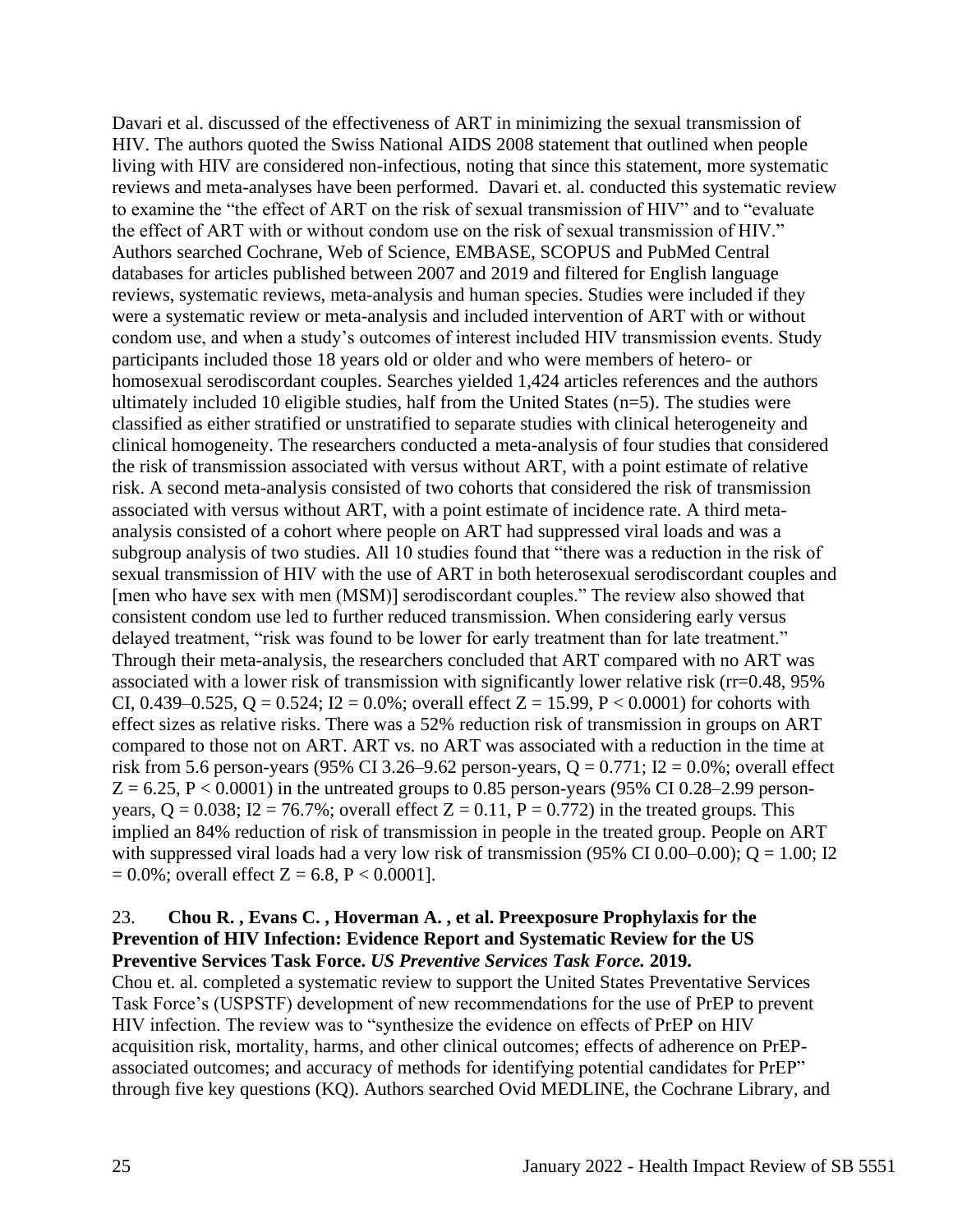Davari et al. discussed of the effectiveness of ART in minimizing the sexual transmission of HIV. The authors quoted the Swiss National AIDS 2008 statement that outlined when people living with HIV are considered non-infectious, noting that since this statement, more systematic reviews and meta-analyses have been performed. Davari et. al. conducted this systematic review to examine the "the effect of ART on the risk of sexual transmission of HIV" and to "evaluate the effect of ART with or without condom use on the risk of sexual transmission of HIV." Authors searched Cochrane, Web of Science, EMBASE, SCOPUS and PubMed Central databases for articles published between 2007 and 2019 and filtered for English language reviews, systematic reviews, meta-analysis and human species. Studies were included if they were a systematic review or meta-analysis and included intervention of ART with or without condom use, and when a study's outcomes of interest included HIV transmission events. Study participants included those 18 years old or older and who were members of hetero- or homosexual serodiscordant couples. Searches yielded 1,424 articles references and the authors ultimately included 10 eligible studies, half from the United States (n=5). The studies were classified as either stratified or unstratified to separate studies with clinical heterogeneity and clinical homogeneity. The researchers conducted a meta-analysis of four studies that considered the risk of transmission associated with versus without ART, with a point estimate of relative risk. A second meta-analysis consisted of two cohorts that considered the risk of transmission associated with versus without ART, with a point estimate of incidence rate. A third meta-analysis consisted of a cohort where people on ART had suppressed viral loads and was a subgroup analysis of two studies. All 10 studies found that "there was a reduction in the risk of sexual transmission of HIV with the use of ART in both heterosexual serodiscordant couples and [men who have sex with men (MSM)] serodiscordant couples." The review also showed that consistent condom use led to further reduced transmission. When considering early versus delayed treatment, "risk was found to be lower for early treatment than for late treatment." Through their meta-analysis, the researchers concluded that ART compared with no ART was associated with a lower risk of transmission with significantly lower relative risk (rr=0.48, 95% CI, 0.439–0.525, $Q = 0.524$; $I2 = 0.0\%$; overall effect $Z = 15.99$, $P < 0.0001$) for cohorts with effect sizes as relative risks. There was a 52% reduction risk of transmission in groups on ART compared to those not on ART. ART vs. no ART was associated with a reduction in the time at risk from 5.6 person-years (95% CI 3.26–9.62 person-years, $Q = 0.771$; $I2 = 0.0\%$; overall effect $Z = 6.25$, $P < 0.0001$) in the untreated groups to 0.85 person-years (95% CI 0.28–2.99 person-years, $Q = 0.038$; $I2 = 76.7\%$; overall effect $Z = 0.11$, $P = 0.772$) in the treated groups. This implied an 84% reduction of risk of transmission in people in the treated group. People on ART with suppressed viral loads had a very low risk of transmission (95% CI 0.00–0.00); $Q = 1.00$; $I2 = 0.0\%$; overall effect $Z = 6.8$, $P < 0.0001$].

23. **Chou R. , Evans C. , Hoverman A. , et al. Preexposure Prophylaxis for the Prevention of HIV Infection: Evidence Report and Systematic Review for the US Preventive Services Task Force.** ***US Preventive Services Task Force.*** **2019.**

Chou et. al. completed a systematic review to support the United States Preventative Services Task Force's (USPSTF) development of new recommendations for the use of PrEP to prevent HIV infection. The review was to "synthesize the evidence on effects of PrEP on HIV acquisition risk, mortality, harms, and other clinical outcomes; effects of adherence on PrEP-associated outcomes; and accuracy of methods for identifying potential candidates for PrEP" through five key questions (KQ). Authors searched Ovid MEDLINE, the Cochrane Library, and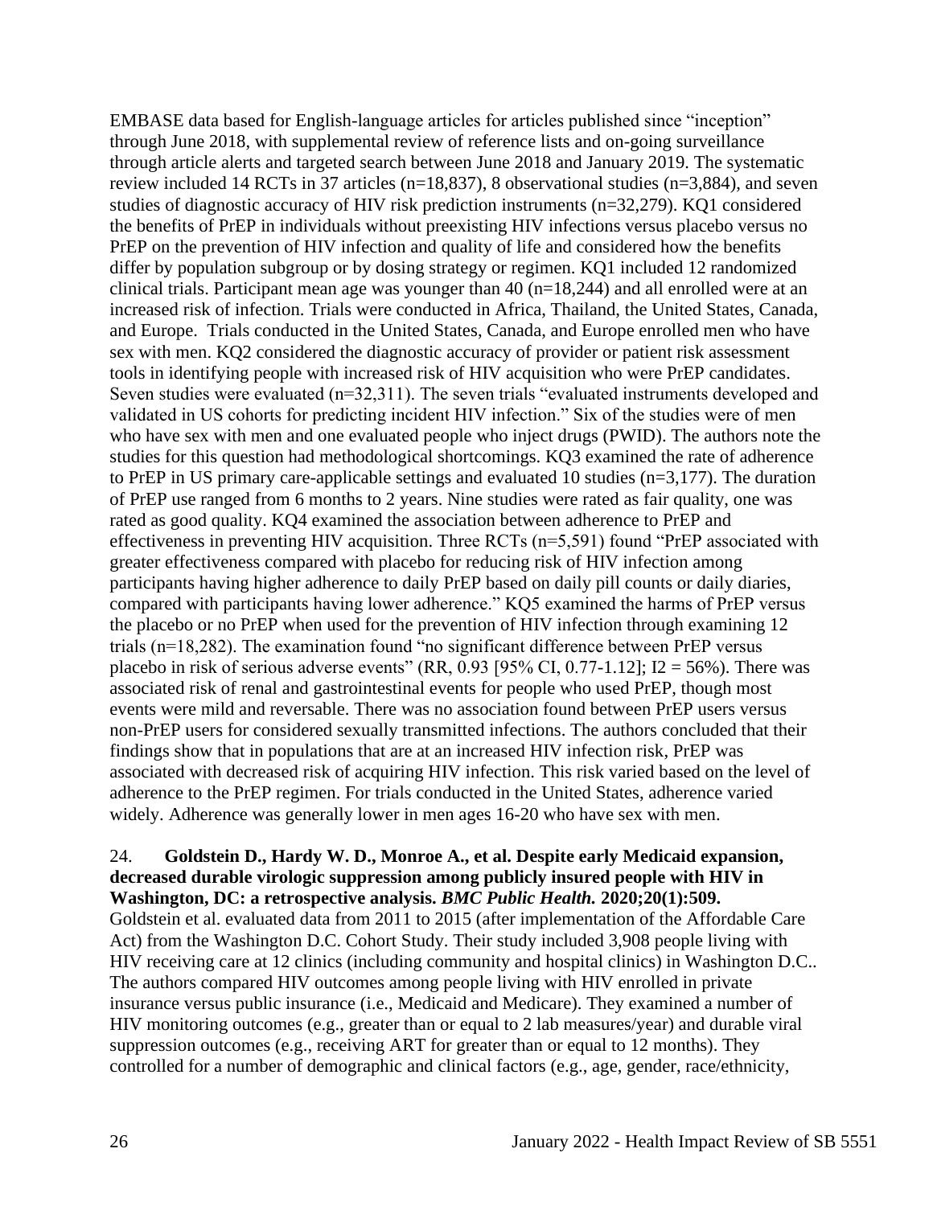EMBASE data based for English-language articles for articles published since "inception" through June 2018, with supplemental review of reference lists and on-going surveillance through article alerts and targeted search between June 2018 and January 2019. The systematic review included 14 RCTs in 37 articles (n=18,837), 8 observational studies (n=3,884), and seven studies of diagnostic accuracy of HIV risk prediction instruments (n=32,279). KQ1 considered the benefits of PrEP in individuals without preexisting HIV infections versus placebo versus no PrEP on the prevention of HIV infection and quality of life and considered how the benefits differ by population subgroup or by dosing strategy or regimen. KQ1 included 12 randomized clinical trials. Participant mean age was younger than 40 (n=18,244) and all enrolled were at an increased risk of infection. Trials were conducted in Africa, Thailand, the United States, Canada, and Europe. Trials conducted in the United States, Canada, and Europe enrolled men who have sex with men. KQ2 considered the diagnostic accuracy of provider or patient risk assessment tools in identifying people with increased risk of HIV acquisition who were PrEP candidates. Seven studies were evaluated (n=32,311). The seven trials "evaluated instruments developed and validated in US cohorts for predicting incident HIV infection." Six of the studies were of men who have sex with men and one evaluated people who inject drugs (PWID). The authors note the studies for this question had methodological shortcomings. KQ3 examined the rate of adherence to PrEP in US primary care-applicable settings and evaluated 10 studies (n=3,177). The duration of PrEP use ranged from 6 months to 2 years. Nine studies were rated as fair quality, one was rated as good quality. KQ4 examined the association between adherence to PrEP and effectiveness in preventing HIV acquisition. Three RCTs (n=5,591) found "PrEP associated with greater effectiveness compared with placebo for reducing risk of HIV infection among participants having higher adherence to daily PrEP based on daily pill counts or daily diaries, compared with participants having lower adherence." KQ5 examined the harms of PrEP versus the placebo or no PrEP when used for the prevention of HIV infection through examining 12 trials (n=18,282). The examination found "no significant difference between PrEP versus placebo in risk of serious adverse events" (RR, 0.93 [95% CI, 0.77-1.12]; I2 = 56%). There was associated risk of renal and gastrointestinal events for people who used PrEP, though most events were mild and reversable. There was no association found between PrEP users versus non-PrEP users for considered sexually transmitted infections. The authors concluded that their findings show that in populations that are at an increased HIV infection risk, PrEP was associated with decreased risk of acquiring HIV infection. This risk varied based on the level of adherence to the PrEP regimen. For trials conducted in the United States, adherence varied widely. Adherence was generally lower in men ages 16-20 who have sex with men.

24. **Goldstein D., Hardy W. D., Monroe A., et al. Despite early Medicaid expansion, decreased durable virologic suppression among publicly insured people with HIV in Washington, DC: a retrospective analysis. *BMC Public Health.* 2020;20(1):509.**
Goldstein et al. evaluated data from 2011 to 2015 (after implementation of the Affordable Care Act) from the Washington D.C. Cohort Study. Their study included 3,908 people living with HIV receiving care at 12 clinics (including community and hospital clinics) in Washington D.C.. The authors compared HIV outcomes among people living with HIV enrolled in private insurance versus public insurance (i.e., Medicaid and Medicare). They examined a number of HIV monitoring outcomes (e.g., greater than or equal to 2 lab measures/year) and durable viral suppression outcomes (e.g., receiving ART for greater than or equal to 12 months). They controlled for a number of demographic and clinical factors (e.g., age, gender, race/ethnicity,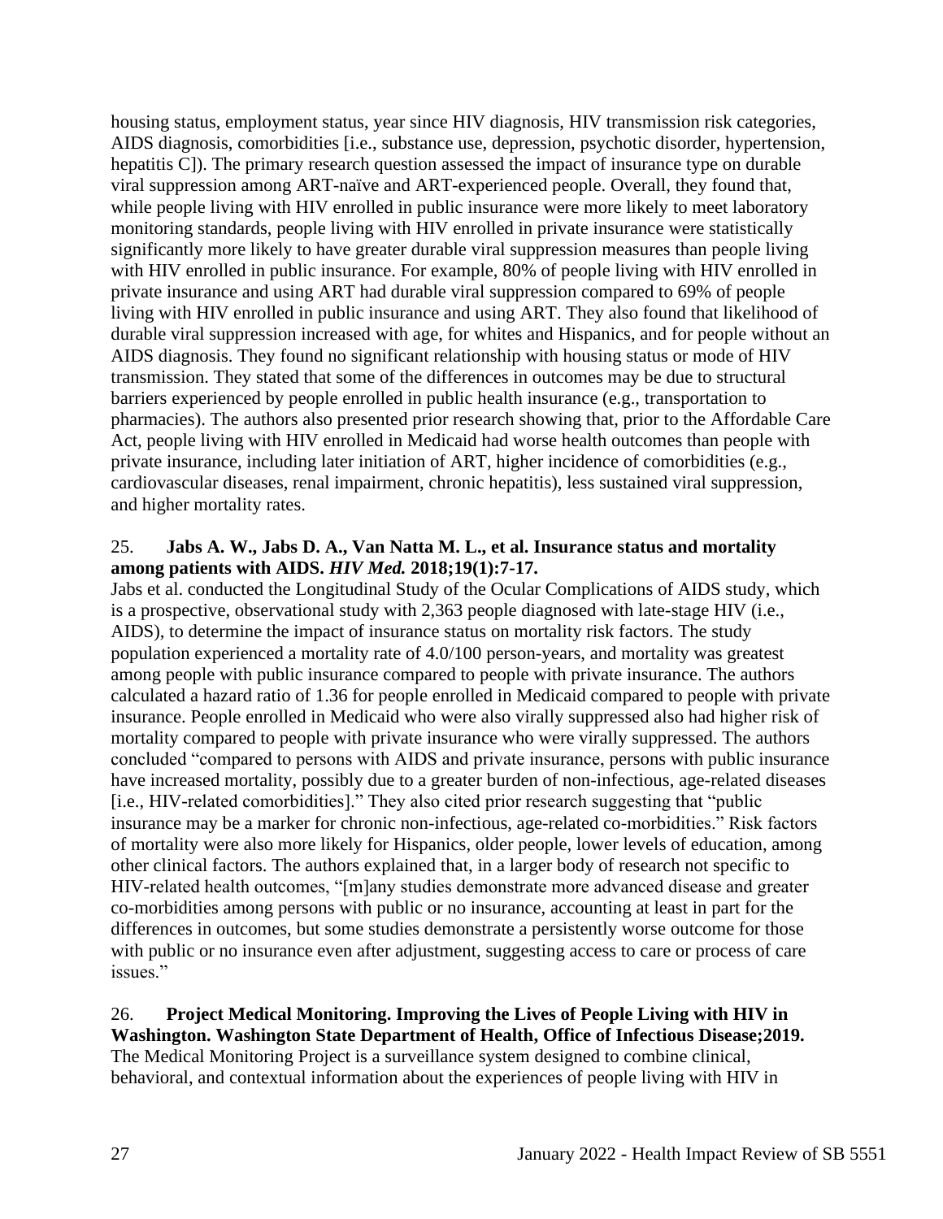housing status, employment status, year since HIV diagnosis, HIV transmission risk categories, AIDS diagnosis, comorbidities [i.e., substance use, depression, psychotic disorder, hypertension, hepatitis C]). The primary research question assessed the impact of insurance type on durable viral suppression among ART-naïve and ART-experienced people. Overall, they found that, while people living with HIV enrolled in public insurance were more likely to meet laboratory monitoring standards, people living with HIV enrolled in private insurance were statistically significantly more likely to have greater durable viral suppression measures than people living with HIV enrolled in public insurance. For example, 80% of people living with HIV enrolled in private insurance and using ART had durable viral suppression compared to 69% of people living with HIV enrolled in public insurance and using ART. They also found that likelihood of durable viral suppression increased with age, for whites and Hispanics, and for people without an AIDS diagnosis. They found no significant relationship with housing status or mode of HIV transmission. They stated that some of the differences in outcomes may be due to structural barriers experienced by people enrolled in public health insurance (e.g., transportation to pharmacies). The authors also presented prior research showing that, prior to the Affordable Care Act, people living with HIV enrolled in Medicaid had worse health outcomes than people with private insurance, including later initiation of ART, higher incidence of comorbidities (e.g., cardiovascular diseases, renal impairment, chronic hepatitis), less sustained viral suppression, and higher mortality rates.

25. **Jabs A. W., Jabs D. A., Van Natta M. L., et al. Insurance status and mortality among patients with AIDS. *HIV Med.* 2018;19(1):7-17.**
Jabs et al. conducted the Longitudinal Study of the Ocular Complications of AIDS study, which is a prospective, observational study with 2,363 people diagnosed with late-stage HIV (i.e., AIDS), to determine the impact of insurance status on mortality risk factors. The study population experienced a mortality rate of 4.0/100 person-years, and mortality was greatest among people with public insurance compared to people with private insurance. The authors calculated a hazard ratio of 1.36 for people enrolled in Medicaid compared to people with private insurance. People enrolled in Medicaid who were also virally suppressed also had higher risk of mortality compared to people with private insurance who were virally suppressed. The authors concluded "compared to persons with AIDS and private insurance, persons with public insurance have increased mortality, possibly due to a greater burden of non-infectious, age-related diseases [i.e., HIV-related comorbidities]." They also cited prior research suggesting that "public insurance may be a marker for chronic non-infectious, age-related co-morbidities." Risk factors of mortality were also more likely for Hispanics, older people, lower levels of education, among other clinical factors. The authors explained that, in a larger body of research not specific to HIV-related health outcomes, "[m]any studies demonstrate more advanced disease and greater co-morbidities among persons with public or no insurance, accounting at least in part for the differences in outcomes, but some studies demonstrate a persistently worse outcome for those with public or no insurance even after adjustment, suggesting access to care or process of care issues."

26. **Project Medical Monitoring. Improving the Lives of People Living with HIV in Washington. Washington State Department of Health, Office of Infectious Disease;2019.**
The Medical Monitoring Project is a surveillance system designed to combine clinical, behavioral, and contextual information about the experiences of people living with HIV in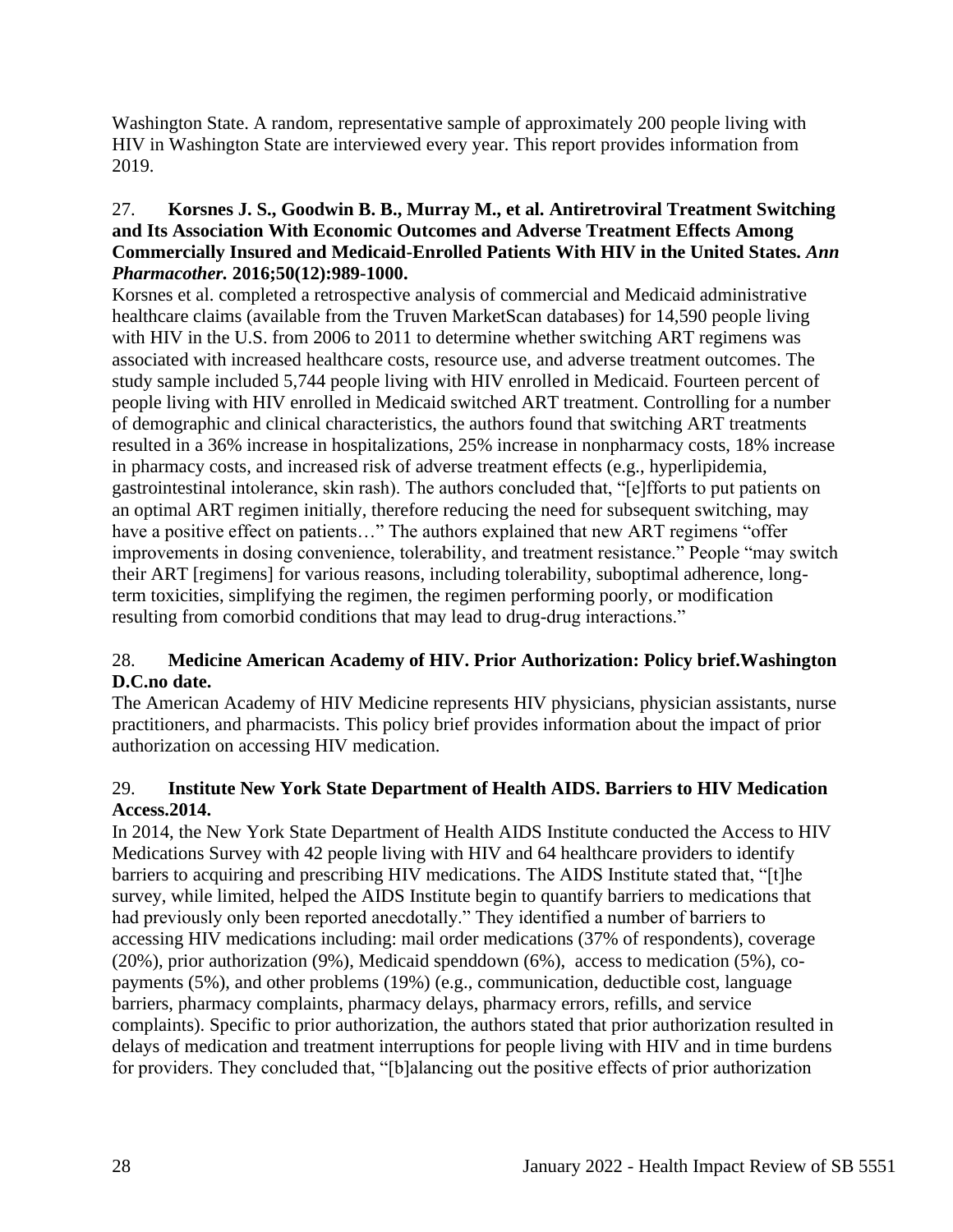Washington State. A random, representative sample of approximately 200 people living with HIV in Washington State are interviewed every year. This report provides information from 2019.

27. **Korsnes J. S., Goodwin B. B., Murray M., et al. Antiretroviral Treatment Switching and Its Association With Economic Outcomes and Adverse Treatment Effects Among Commercially Insured and Medicaid-Enrolled Patients With HIV in the United States.** ***Ann Pharmacother.*** **2016;50(12):989-1000.**

Korsnes et al. completed a retrospective analysis of commercial and Medicaid administrative healthcare claims (available from the Truven MarketScan databases) for 14,590 people living with HIV in the U.S. from 2006 to 2011 to determine whether switching ART regimens was associated with increased healthcare costs, resource use, and adverse treatment outcomes. The study sample included 5,744 people living with HIV enrolled in Medicaid. Fourteen percent of people living with HIV enrolled in Medicaid switched ART treatment. Controlling for a number of demographic and clinical characteristics, the authors found that switching ART treatments resulted in a 36% increase in hospitalizations, 25% increase in nonpharmacy costs, 18% increase in pharmacy costs, and increased risk of adverse treatment effects (e.g., hyperlipidemia, gastrointestinal intolerance, skin rash). The authors concluded that, "[e]fforts to put patients on an optimal ART regimen initially, therefore reducing the need for subsequent switching, may have a positive effect on patients…" The authors explained that new ART regimens "offer improvements in dosing convenience, tolerability, and treatment resistance." People "may switch their ART [regimens] for various reasons, including tolerability, suboptimal adherence, long-term toxicities, simplifying the regimen, the regimen performing poorly, or modification resulting from comorbid conditions that may lead to drug-drug interactions."

28. **Medicine American Academy of HIV. Prior Authorization: Policy brief.Washington D.C.no date.**

The American Academy of HIV Medicine represents HIV physicians, physician assistants, nurse practitioners, and pharmacists. This policy brief provides information about the impact of prior authorization on accessing HIV medication.

29. **Institute New York State Department of Health AIDS. Barriers to HIV Medication Access.2014.**

In 2014, the New York State Department of Health AIDS Institute conducted the Access to HIV Medications Survey with 42 people living with HIV and 64 healthcare providers to identify barriers to acquiring and prescribing HIV medications. The AIDS Institute stated that, "[t]he survey, while limited, helped the AIDS Institute begin to quantify barriers to medications that had previously only been reported anecdotally." They identified a number of barriers to accessing HIV medications including: mail order medications (37% of respondents), coverage (20%), prior authorization (9%), Medicaid spenddown (6%), access to medication (5%), co-payments (5%), and other problems (19%) (e.g., communication, deductible cost, language barriers, pharmacy complaints, pharmacy delays, pharmacy errors, refills, and service complaints). Specific to prior authorization, the authors stated that prior authorization resulted in delays of medication and treatment interruptions for people living with HIV and in time burdens for providers. They concluded that, "[b]alancing out the positive effects of prior authorization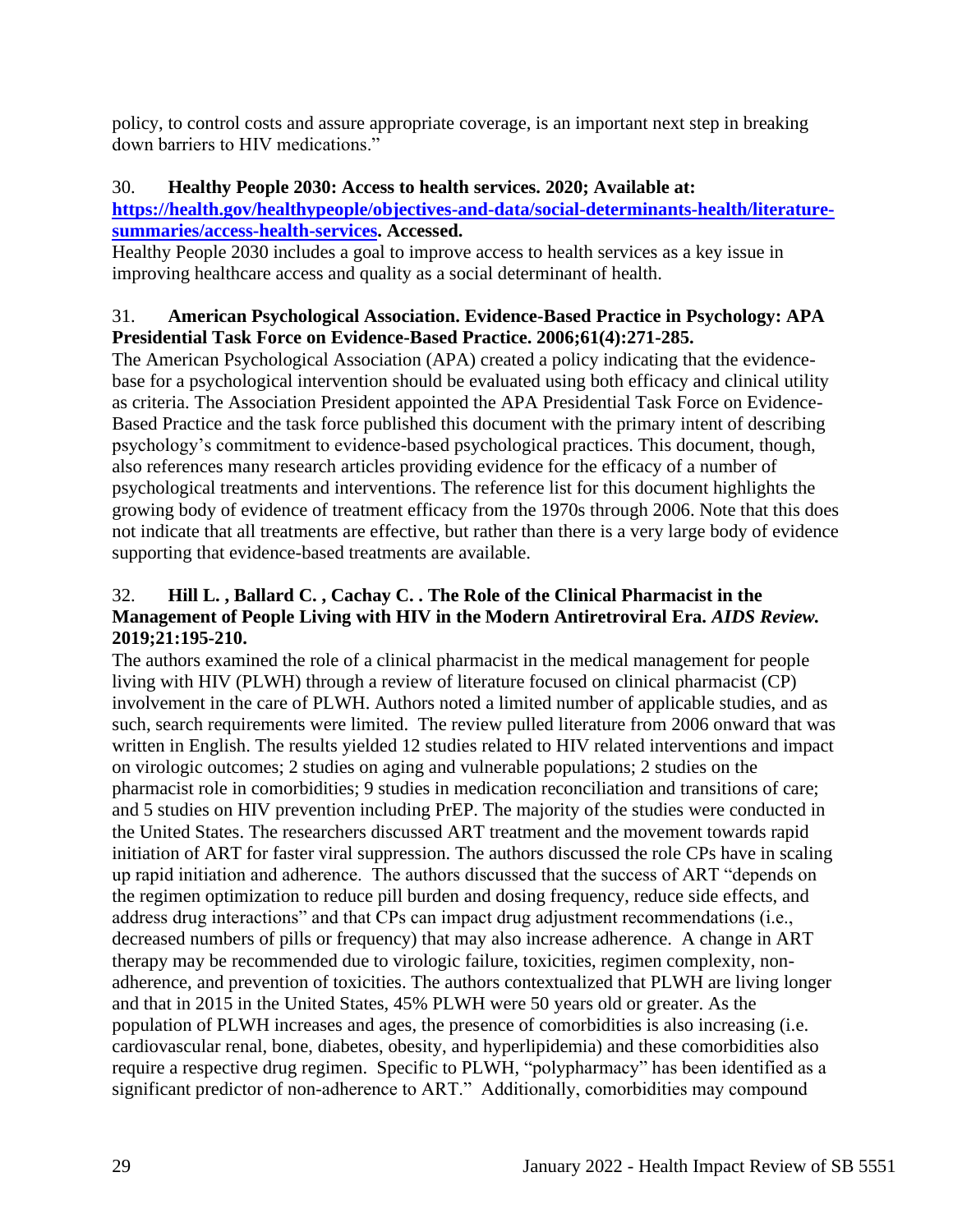policy, to control costs and assure appropriate coverage, is an important next step in breaking down barriers to HIV medications."

30. **Healthy People 2030: Access to health services. 2020; Available at: [https://health.gov/healthypeople/objectives-and-data/social-determinants-health/literature-summaries/access-health-services](https://health.gov/healthypeople/objectives-and-data/social-determinants-health/literature-summaries/access-health-services). Accessed.**

Healthy People 2030 includes a goal to improve access to health services as a key issue in improving healthcare access and quality as a social determinant of health.

31. **American Psychological Association. Evidence-Based Practice in Psychology: APA Presidential Task Force on Evidence-Based Practice. 2006;61(4):271-285.**

The American Psychological Association (APA) created a policy indicating that the evidence-base for a psychological intervention should be evaluated using both efficacy and clinical utility as criteria. The Association President appointed the APA Presidential Task Force on Evidence-Based Practice and the task force published this document with the primary intent of describing psychology's commitment to evidence-based psychological practices. This document, though, also references many research articles providing evidence for the efficacy of a number of psychological treatments and interventions. The reference list for this document highlights the growing body of evidence of treatment efficacy from the 1970s through 2006. Note that this does not indicate that all treatments are effective, but rather than there is a very large body of evidence supporting that evidence-based treatments are available.

32. **Hill L. , Ballard C. , Cachay C. . The Role of the Clinical Pharmacist in the Management of People Living with HIV in the Modern Antiretroviral Era. *AIDS Review.* 2019;21:195-210.**

The authors examined the role of a clinical pharmacist in the medical management for people living with HIV (PLWH) through a review of literature focused on clinical pharmacist (CP) involvement in the care of PLWH. Authors noted a limited number of applicable studies, and as such, search requirements were limited. The review pulled literature from 2006 onward that was written in English. The results yielded 12 studies related to HIV related interventions and impact on virologic outcomes; 2 studies on aging and vulnerable populations; 2 studies on the pharmacist role in comorbidities; 9 studies in medication reconciliation and transitions of care; and 5 studies on HIV prevention including PrEP. The majority of the studies were conducted in the United States. The researchers discussed ART treatment and the movement towards rapid initiation of ART for faster viral suppression. The authors discussed the role CPs have in scaling up rapid initiation and adherence. The authors discussed that the success of ART "depends on the regimen optimization to reduce pill burden and dosing frequency, reduce side effects, and address drug interactions" and that CPs can impact drug adjustment recommendations (i.e., decreased numbers of pills or frequency) that may also increase adherence. A change in ART therapy may be recommended due to virologic failure, toxicities, regimen complexity, non-adherence, and prevention of toxicities. The authors contextualized that PLWH are living longer and that in 2015 in the United States, 45% PLWH were 50 years old or greater. As the population of PLWH increases and ages, the presence of comorbidities is also increasing (i.e. cardiovascular renal, bone, diabetes, obesity, and hyperlipidemia) and these comorbidities also require a respective drug regimen. Specific to PLWH, "polypharmacy" has been identified as a significant predictor of non-adherence to ART." Additionally, comorbidities may compound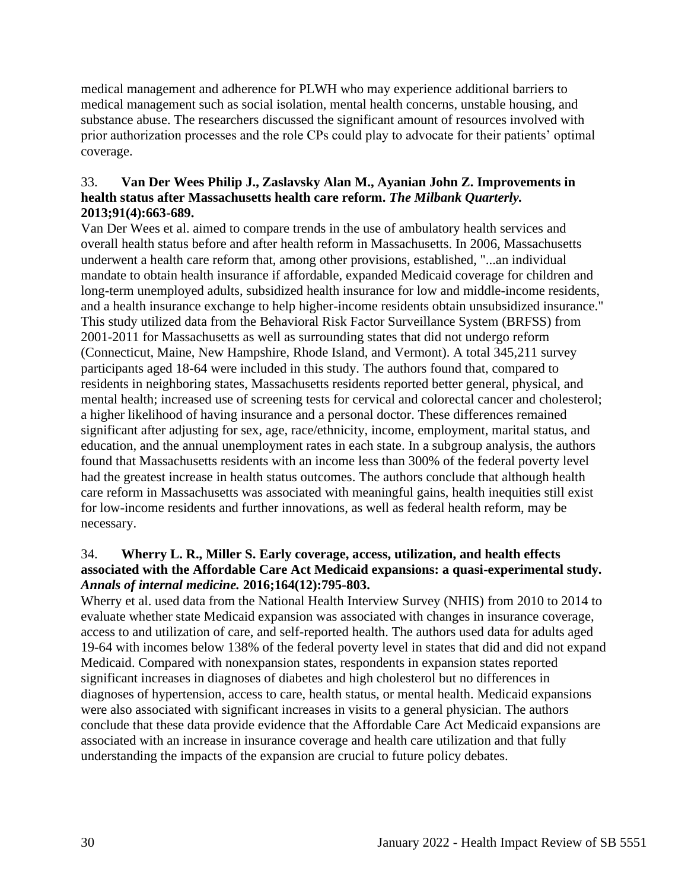medical management and adherence for PLWH who may experience additional barriers to medical management such as social isolation, mental health concerns, unstable housing, and substance abuse. The researchers discussed the significant amount of resources involved with prior authorization processes and the role CPs could play to advocate for their patients' optimal coverage.

33. **Van Der Wees Philip J., Zaslavsky Alan M., Ayanian John Z. Improvements in health status after Massachusetts health care reform. *The Milbank Quarterly.* 2013;91(4):663-689.**

Van Der Wees et al. aimed to compare trends in the use of ambulatory health services and overall health status before and after health reform in Massachusetts. In 2006, Massachusetts underwent a health care reform that, among other provisions, established, "...an individual mandate to obtain health insurance if affordable, expanded Medicaid coverage for children and long-term unemployed adults, subsidized health insurance for low and middle-income residents, and a health insurance exchange to help higher-income residents obtain unsubsidized insurance." This study utilized data from the Behavioral Risk Factor Surveillance System (BRFSS) from 2001-2011 for Massachusetts as well as surrounding states that did not undergo reform (Connecticut, Maine, New Hampshire, Rhode Island, and Vermont). A total 345,211 survey participants aged 18-64 were included in this study. The authors found that, compared to residents in neighboring states, Massachusetts residents reported better general, physical, and mental health; increased use of screening tests for cervical and colorectal cancer and cholesterol; a higher likelihood of having insurance and a personal doctor. These differences remained significant after adjusting for sex, age, race/ethnicity, income, employment, marital status, and education, and the annual unemployment rates in each state. In a subgroup analysis, the authors found that Massachusetts residents with an income less than 300% of the federal poverty level had the greatest increase in health status outcomes. The authors conclude that although health care reform in Massachusetts was associated with meaningful gains, health inequities still exist for low-income residents and further innovations, as well as federal health reform, may be necessary.

34. **Wherry L. R., Miller S. Early coverage, access, utilization, and health effects associated with the Affordable Care Act Medicaid expansions: a quasi-experimental study. *Annals of internal medicine.* 2016;164(12):795-803.**

Wherry et al. used data from the National Health Interview Survey (NHIS) from 2010 to 2014 to evaluate whether state Medicaid expansion was associated with changes in insurance coverage, access to and utilization of care, and self-reported health. The authors used data for adults aged 19-64 with incomes below 138% of the federal poverty level in states that did and did not expand Medicaid. Compared with nonexpansion states, respondents in expansion states reported significant increases in diagnoses of diabetes and high cholesterol but no differences in diagnoses of hypertension, access to care, health status, or mental health. Medicaid expansions were also associated with significant increases in visits to a general physician. The authors conclude that these data provide evidence that the Affordable Care Act Medicaid expansions are associated with an increase in insurance coverage and health care utilization and that fully understanding the impacts of the expansion are crucial to future policy debates.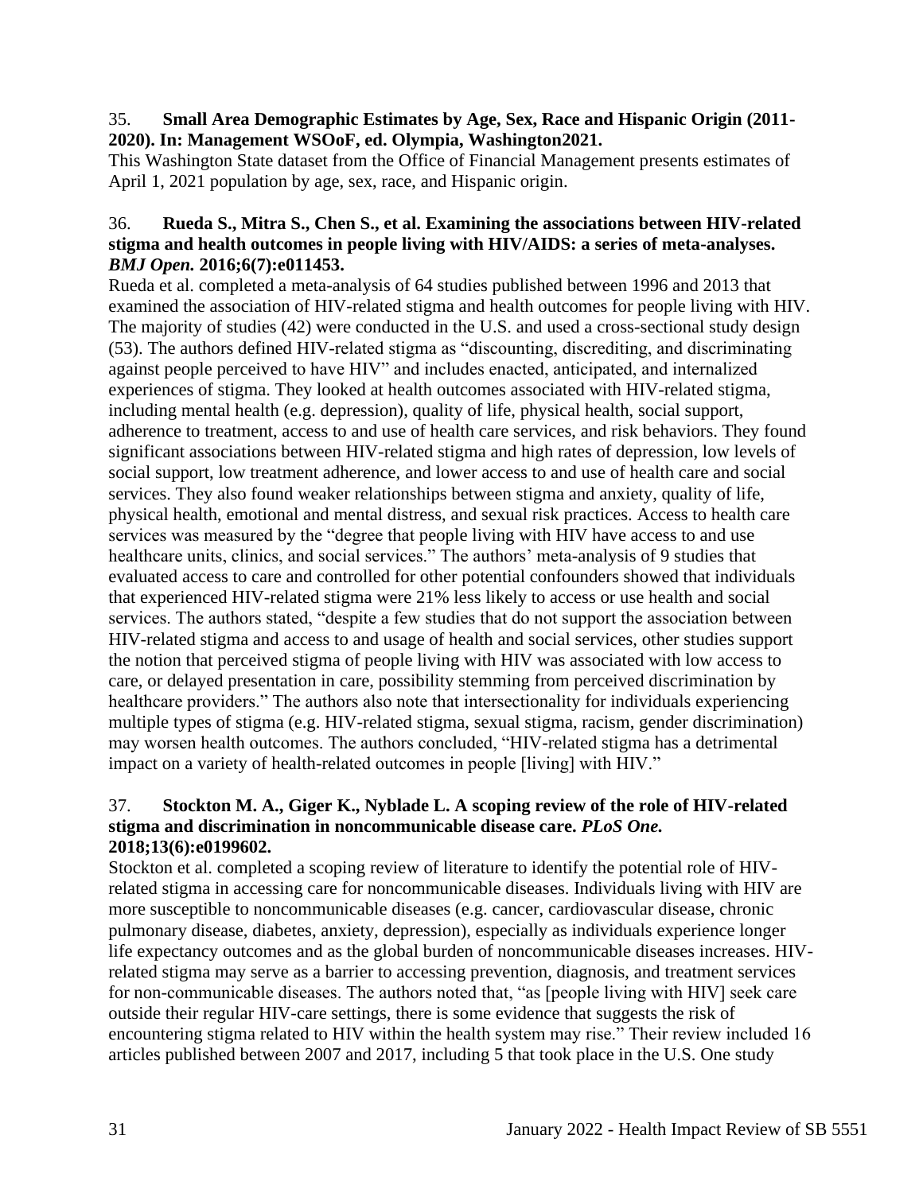35. **Small Area Demographic Estimates by Age, Sex, Race and Hispanic Origin (2011-2020). In: Management WSOoF, ed. Olympia, Washington2021.**

This Washington State dataset from the Office of Financial Management presents estimates of April 1, 2021 population by age, sex, race, and Hispanic origin.

36. **Rueda S., Mitra S., Chen S., et al. Examining the associations between HIV-related stigma and health outcomes in people living with HIV/AIDS: a series of meta-analyses. *BMJ Open.* 2016;6(7):e011453.**

Rueda et al. completed a meta-analysis of 64 studies published between 1996 and 2013 that examined the association of HIV-related stigma and health outcomes for people living with HIV. The majority of studies (42) were conducted in the U.S. and used a cross-sectional study design (53). The authors defined HIV-related stigma as "discounting, discrediting, and discriminating against people perceived to have HIV" and includes enacted, anticipated, and internalized experiences of stigma. They looked at health outcomes associated with HIV-related stigma, including mental health (e.g. depression), quality of life, physical health, social support, adherence to treatment, access to and use of health care services, and risk behaviors. They found significant associations between HIV-related stigma and high rates of depression, low levels of social support, low treatment adherence, and lower access to and use of health care and social services. They also found weaker relationships between stigma and anxiety, quality of life, physical health, emotional and mental distress, and sexual risk practices. Access to health care services was measured by the "degree that people living with HIV have access to and use healthcare units, clinics, and social services." The authors' meta-analysis of 9 studies that evaluated access to care and controlled for other potential confounders showed that individuals that experienced HIV-related stigma were 21% less likely to access or use health and social services. The authors stated, "despite a few studies that do not support the association between HIV-related stigma and access to and usage of health and social services, other studies support the notion that perceived stigma of people living with HIV was associated with low access to care, or delayed presentation in care, possibility stemming from perceived discrimination by healthcare providers." The authors also note that intersectionality for individuals experiencing multiple types of stigma (e.g. HIV-related stigma, sexual stigma, racism, gender discrimination) may worsen health outcomes. The authors concluded, "HIV-related stigma has a detrimental impact on a variety of health-related outcomes in people [living] with HIV."

37. **Stockton M. A., Giger K., Nyblade L. A scoping review of the role of HIV-related stigma and discrimination in noncommunicable disease care. *PLoS One.* 2018;13(6):e0199602.**

Stockton et al. completed a scoping review of literature to identify the potential role of HIV-related stigma in accessing care for noncommunicable diseases. Individuals living with HIV are more susceptible to noncommunicable diseases (e.g. cancer, cardiovascular disease, chronic pulmonary disease, diabetes, anxiety, depression), especially as individuals experience longer life expectancy outcomes and as the global burden of noncommunicable diseases increases. HIV-related stigma may serve as a barrier to accessing prevention, diagnosis, and treatment services for non-communicable diseases. The authors noted that, "as [people living with HIV] seek care outside their regular HIV-care settings, there is some evidence that suggests the risk of encountering stigma related to HIV within the health system may rise." Their review included 16 articles published between 2007 and 2017, including 5 that took place in the U.S. One study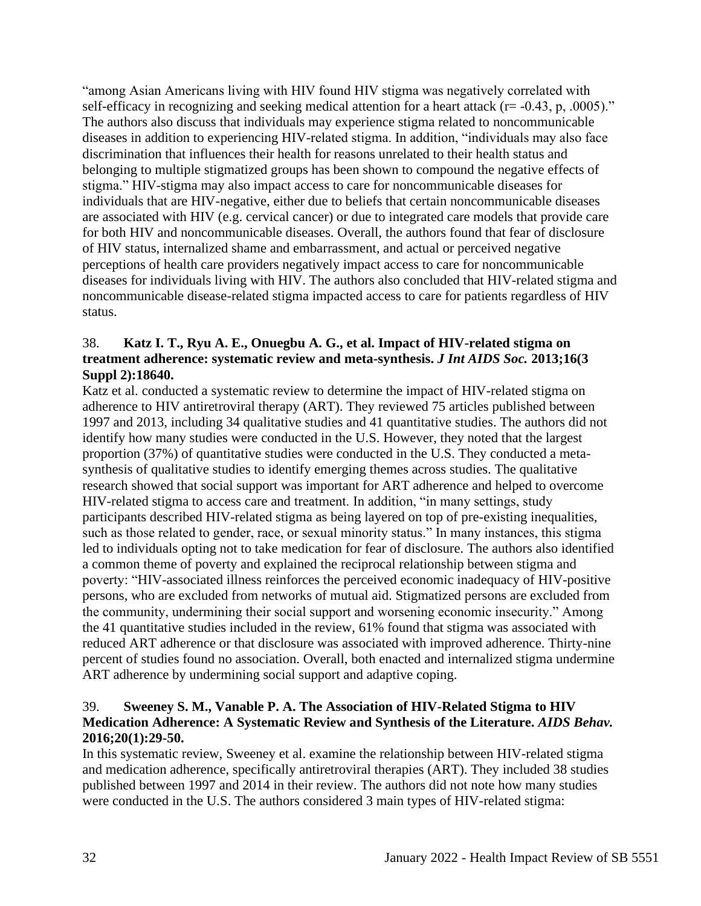"among Asian Americans living with HIV found HIV stigma was negatively correlated with self-efficacy in recognizing and seeking medical attention for a heart attack (r= -0.43, p, .0005)." The authors also discuss that individuals may experience stigma related to noncommunicable diseases in addition to experiencing HIV-related stigma. In addition, "individuals may also face discrimination that influences their health for reasons unrelated to their health status and belonging to multiple stigmatized groups has been shown to compound the negative effects of stigma." HIV-stigma may also impact access to care for noncommunicable diseases for individuals that are HIV-negative, either due to beliefs that certain noncommunicable diseases are associated with HIV (e.g. cervical cancer) or due to integrated care models that provide care for both HIV and noncommunicable diseases. Overall, the authors found that fear of disclosure of HIV status, internalized shame and embarrassment, and actual or perceived negative perceptions of health care providers negatively impact access to care for noncommunicable diseases for individuals living with HIV. The authors also concluded that HIV-related stigma and noncommunicable disease-related stigma impacted access to care for patients regardless of HIV status.

38. **Katz I. T., Ryu A. E., Onuegbu A. G., et al. Impact of HIV-related stigma on treatment adherence: systematic review and meta-synthesis.** ***J Int AIDS Soc.*** **2013;16(3 Suppl 2):18640.**

Katz et al. conducted a systematic review to determine the impact of HIV-related stigma on adherence to HIV antiretroviral therapy (ART). They reviewed 75 articles published between 1997 and 2013, including 34 qualitative studies and 41 quantitative studies. The authors did not identify how many studies were conducted in the U.S. However, they noted that the largest proportion (37%) of quantitative studies were conducted in the U.S. They conducted a meta-synthesis of qualitative studies to identify emerging themes across studies. The qualitative research showed that social support was important for ART adherence and helped to overcome HIV-related stigma to access care and treatment. In addition, "in many settings, study participants described HIV-related stigma as being layered on top of pre-existing inequalities, such as those related to gender, race, or sexual minority status." In many instances, this stigma led to individuals opting not to take medication for fear of disclosure. The authors also identified a common theme of poverty and explained the reciprocal relationship between stigma and poverty: "HIV-associated illness reinforces the perceived economic inadequacy of HIV-positive persons, who are excluded from networks of mutual aid. Stigmatized persons are excluded from the community, undermining their social support and worsening economic insecurity." Among the 41 quantitative studies included in the review, 61% found that stigma was associated with reduced ART adherence or that disclosure was associated with improved adherence. Thirty-nine percent of studies found no association. Overall, both enacted and internalized stigma undermine ART adherence by undermining social support and adaptive coping.

39. **Sweeney S. M., Vanable P. A. The Association of HIV-Related Stigma to HIV Medication Adherence: A Systematic Review and Synthesis of the Literature.** ***AIDS Behav.*** **2016;20(1):29-50.**

In this systematic review, Sweeney et al. examine the relationship between HIV-related stigma and medication adherence, specifically antiretroviral therapies (ART). They included 38 studies published between 1997 and 2014 in their review. The authors did not note how many studies were conducted in the U.S. The authors considered 3 main types of HIV-related stigma: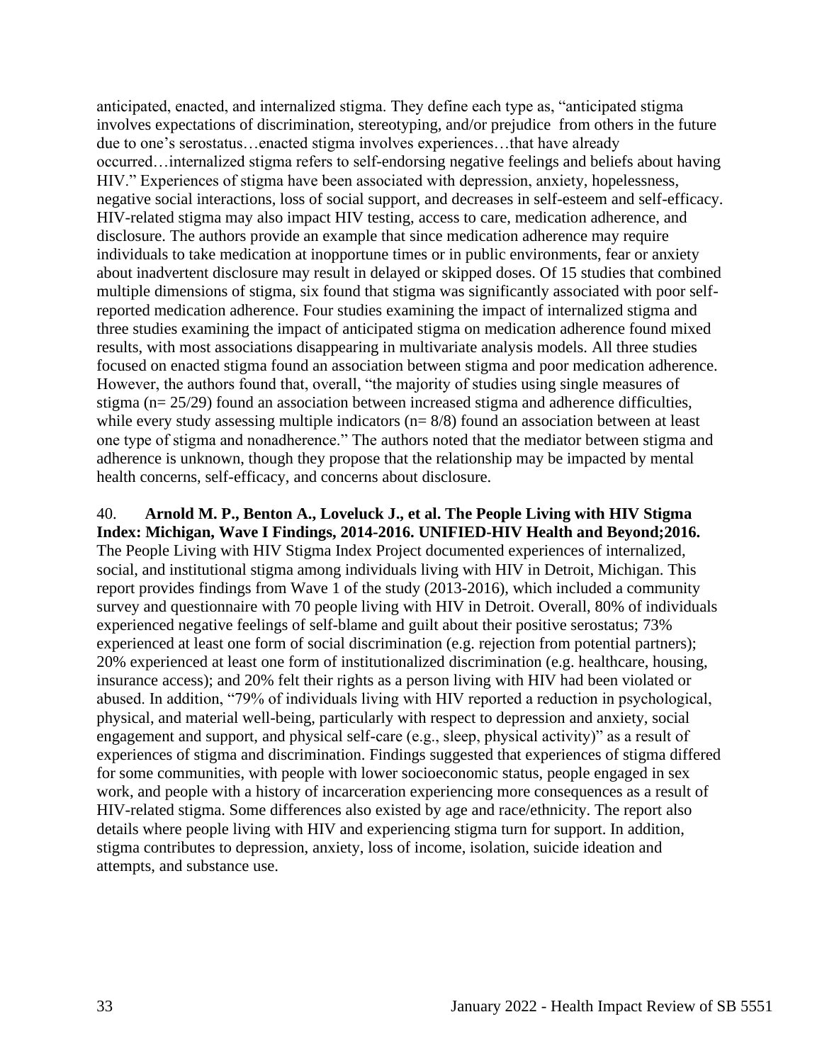anticipated, enacted, and internalized stigma. They define each type as, "anticipated stigma involves expectations of discrimination, stereotyping, and/or prejudice from others in the future due to one's serostatus…enacted stigma involves experiences…that have already occurred…internalized stigma refers to self-endorsing negative feelings and beliefs about having HIV." Experiences of stigma have been associated with depression, anxiety, hopelessness, negative social interactions, loss of social support, and decreases in self-esteem and self-efficacy. HIV-related stigma may also impact HIV testing, access to care, medication adherence, and disclosure. The authors provide an example that since medication adherence may require individuals to take medication at inopportune times or in public environments, fear or anxiety about inadvertent disclosure may result in delayed or skipped doses. Of 15 studies that combined multiple dimensions of stigma, six found that stigma was significantly associated with poor self-reported medication adherence. Four studies examining the impact of internalized stigma and three studies examining the impact of anticipated stigma on medication adherence found mixed results, with most associations disappearing in multivariate analysis models. All three studies focused on enacted stigma found an association between stigma and poor medication adherence. However, the authors found that, overall, "the majority of studies using single measures of stigma (n= 25/29) found an association between increased stigma and adherence difficulties, while every study assessing multiple indicators (n= 8/8) found an association between at least one type of stigma and nonadherence." The authors noted that the mediator between stigma and adherence is unknown, though they propose that the relationship may be impacted by mental health concerns, self-efficacy, and concerns about disclosure.

40. **Arnold M. P., Benton A., Loveluck J., et al. The People Living with HIV Stigma Index: Michigan, Wave I Findings, 2014-2016. UNIFIED-HIV Health and Beyond;2016.**
The People Living with HIV Stigma Index Project documented experiences of internalized, social, and institutional stigma among individuals living with HIV in Detroit, Michigan. This report provides findings from Wave 1 of the study (2013-2016), which included a community survey and questionnaire with 70 people living with HIV in Detroit. Overall, 80% of individuals experienced negative feelings of self-blame and guilt about their positive serostatus; 73% experienced at least one form of social discrimination (e.g. rejection from potential partners); 20% experienced at least one form of institutionalized discrimination (e.g. healthcare, housing, insurance access); and 20% felt their rights as a person living with HIV had been violated or abused. In addition, "79% of individuals living with HIV reported a reduction in psychological, physical, and material well-being, particularly with respect to depression and anxiety, social engagement and support, and physical self-care (e.g., sleep, physical activity)" as a result of experiences of stigma and discrimination. Findings suggested that experiences of stigma differed for some communities, with people with lower socioeconomic status, people engaged in sex work, and people with a history of incarceration experiencing more consequences as a result of HIV-related stigma. Some differences also existed by age and race/ethnicity. The report also details where people living with HIV and experiencing stigma turn for support. In addition, stigma contributes to depression, anxiety, loss of income, isolation, suicide ideation and attempts, and substance use.